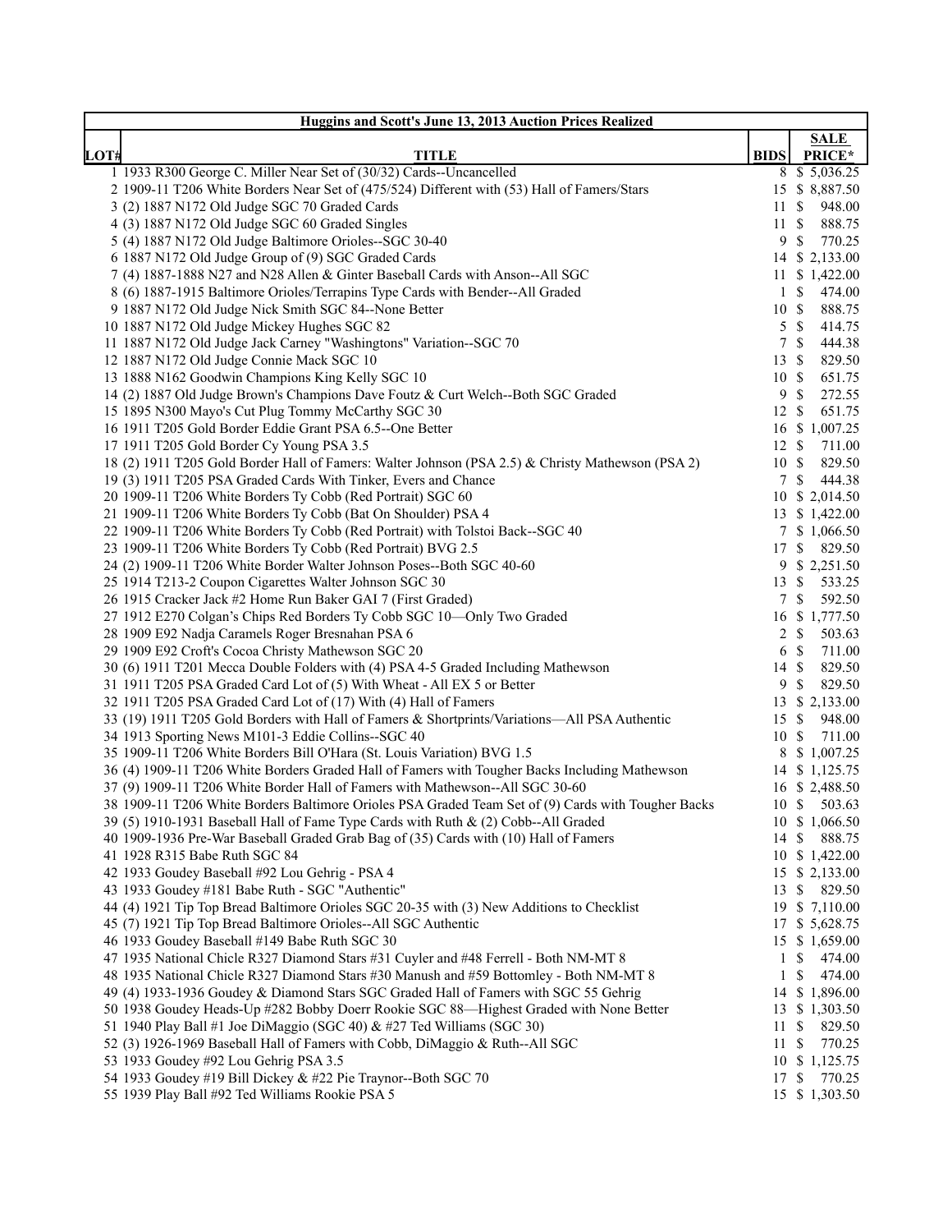| Huggins and Scott's June 13, 2013 Auction Prices Realized | | | |
|---|---|---|---|
| LOT# | TITLE | BIDS | SALE PRICE* |
| 1 | 1933 R300 George C. Miller Near Set of (30/32) Cards--Uncancelled | 8 | $ 5,036.25 |
| 2 | 1909-11 T206 White Borders Near Set of (475/524) Different with (53) Hall of Famers/Stars | 15 | $ 8,887.50 |
| 3 | (2) 1887 N172 Old Judge SGC 70 Graded Cards | 11 | $ 948.00 |
| 4 | (3) 1887 N172 Old Judge SGC 60 Graded Singles | 11 | $ 888.75 |
| 5 | (4) 1887 N172 Old Judge Baltimore Orioles--SGC 30-40 | 9 | $ 770.25 |
| 6 | 1887 N172 Old Judge Group of (9) SGC Graded Cards | 14 | $ 2,133.00 |
| 7 | (4) 1887-1888 N27 and N28 Allen & Ginter Baseball Cards with Anson--All SGC | 11 | $ 1,422.00 |
| 8 | (6) 1887-1915 Baltimore Orioles/Terrapins Type Cards with Bender--All Graded | 1 | $ 474.00 |
| 9 | 1887 N172 Old Judge Nick Smith SGC 84--None Better | 10 | $ 888.75 |
| 10 | 1887 N172 Old Judge Mickey Hughes SGC 82 | 5 | $ 414.75 |
| 11 | 1887 N172 Old Judge Jack Carney "Washingtons" Variation--SGC 70 | 7 | $ 444.38 |
| 12 | 1887 N172 Old Judge Connie Mack SGC 10 | 13 | $ 829.50 |
| 13 | 1888 N162 Goodwin Champions King Kelly SGC 10 | 10 | $ 651.75 |
| 14 | (2) 1887 Old Judge Brown's Champions Dave Foutz & Curt Welch--Both SGC Graded | 9 | $ 272.55 |
| 15 | 1895 N300 Mayo's Cut Plug Tommy McCarthy SGC 30 | 12 | $ 651.75 |
| 16 | 1911 T205 Gold Border Eddie Grant PSA 6.5--One Better | 16 | $ 1,007.25 |
| 17 | 1911 T205 Gold Border Cy Young PSA 3.5 | 12 | $ 711.00 |
| 18 | (2) 1911 T205 Gold Border Hall of Famers: Walter Johnson (PSA 2.5) & Christy Mathewson (PSA 2) | 10 | $ 829.50 |
| 19 | (3) 1911 T205 PSA Graded Cards With Tinker, Evers and Chance | 7 | $ 444.38 |
| 20 | 1909-11 T206 White Borders Ty Cobb (Red Portrait) SGC 60 | 10 | $ 2,014.50 |
| 21 | 1909-11 T206 White Borders Ty Cobb (Bat On Shoulder) PSA 4 | 13 | $ 1,422.00 |
| 22 | 1909-11 T206 White Borders Ty Cobb (Red Portrait) with Tolstoi Back--SGC 40 | 7 | $ 1,066.50 |
| 23 | 1909-11 T206 White Borders Ty Cobb (Red Portrait) BVG 2.5 | 17 | $ 829.50 |
| 24 | (2) 1909-11 T206 White Border Walter Johnson Poses--Both SGC 40-60 | 9 | $ 2,251.50 |
| 25 | 1914 T213-2 Coupon Cigarettes Walter Johnson SGC 30 | 13 | $ 533.25 |
| 26 | 1915 Cracker Jack #2 Home Run Baker GAI 7 (First Graded) | 7 | $ 592.50 |
| 27 | 1912 E270 Colgan's Chips Red Borders Ty Cobb SGC 10—Only Two Graded | 16 | $ 1,777.50 |
| 28 | 1909 E92 Nadja Caramels Roger Bresnahan PSA 6 | 2 | $ 503.63 |
| 29 | 1909 E92 Croft's Cocoa Christy Mathewson SGC 20 | 6 | $ 711.00 |
| 30 | (6) 1911 T201 Mecca Double Folders with (4) PSA 4-5 Graded Including Mathewson | 14 | $ 829.50 |
| 31 | 1911 T205 PSA Graded Card Lot of (5) With Wheat - All EX 5 or Better | 9 | $ 829.50 |
| 32 | 1911 T205 PSA Graded Card Lot of (17) With (4) Hall of Famers | 13 | $ 2,133.00 |
| 33 | (19) 1911 T205 Gold Borders with Hall of Famers & Shortprints/Variations—All PSA Authentic | 15 | $ 948.00 |
| 34 | 1913 Sporting News M101-3 Eddie Collins--SGC 40 | 10 | $ 711.00 |
| 35 | 1909-11 T206 White Borders Bill O'Hara (St. Louis Variation) BVG 1.5 | 8 | $ 1,007.25 |
| 36 | (4) 1909-11 T206 White Borders Graded Hall of Famers with Tougher Backs Including Mathewson | 14 | $ 1,125.75 |
| 37 | (9) 1909-11 T206 White Border Hall of Famers with Mathewson--All SGC 30-60 | 16 | $ 2,488.50 |
| 38 | 1909-11 T206 White Borders Baltimore Orioles PSA Graded Team Set of (9) Cards with Tougher Backs | 10 | $ 503.63 |
| 39 | (5) 1910-1931 Baseball Hall of Fame Type Cards with Ruth & (2) Cobb--All Graded | 10 | $ 1,066.50 |
| 40 | 1909-1936 Pre-War Baseball Graded Grab Bag of (35) Cards with (10) Hall of Famers | 14 | $ 888.75 |
| 41 | 1928 R315 Babe Ruth SGC 84 | 10 | $ 1,422.00 |
| 42 | 1933 Goudey Baseball #92 Lou Gehrig - PSA 4 | 15 | $ 2,133.00 |
| 43 | 1933 Goudey #181 Babe Ruth - SGC "Authentic" | 13 | $ 829.50 |
| 44 | (4) 1921 Tip Top Bread Baltimore Orioles SGC 20-35 with (3) New Additions to Checklist | 19 | $ 7,110.00 |
| 45 | (7) 1921 Tip Top Bread Baltimore Orioles--All SGC Authentic | 17 | $ 5,628.75 |
| 46 | 1933 Goudey Baseball #149 Babe Ruth SGC 30 | 15 | $ 1,659.00 |
| 47 | 1935 National Chicle R327 Diamond Stars #31 Cuyler and #48 Ferrell - Both NM-MT 8 | 1 | $ 474.00 |
| 48 | 1935 National Chicle R327 Diamond Stars #30 Manush and #59 Bottomley - Both NM-MT 8 | 1 | $ 474.00 |
| 49 | (4) 1933-1936 Goudey & Diamond Stars SGC Graded Hall of Famers with SGC 55 Gehrig | 14 | $ 1,896.00 |
| 50 | 1938 Goudey Heads-Up #282 Bobby Doerr Rookie SGC 88—Highest Graded with None Better | 13 | $ 1,303.50 |
| 51 | 1940 Play Ball #1 Joe DiMaggio (SGC 40) & #27 Ted Williams (SGC 30) | 11 | $ 829.50 |
| 52 | (3) 1926-1969 Baseball Hall of Famers with Cobb, DiMaggio & Ruth--All SGC | 11 | $ 770.25 |
| 53 | 1933 Goudey #92 Lou Gehrig PSA 3.5 | 10 | $ 1,125.75 |
| 54 | 1933 Goudey #19 Bill Dickey & #22 Pie Traynor--Both SGC 70 | 17 | $ 770.25 |
| 55 | 1939 Play Ball #92 Ted Williams Rookie PSA 5 | 15 | $ 1,303.50 |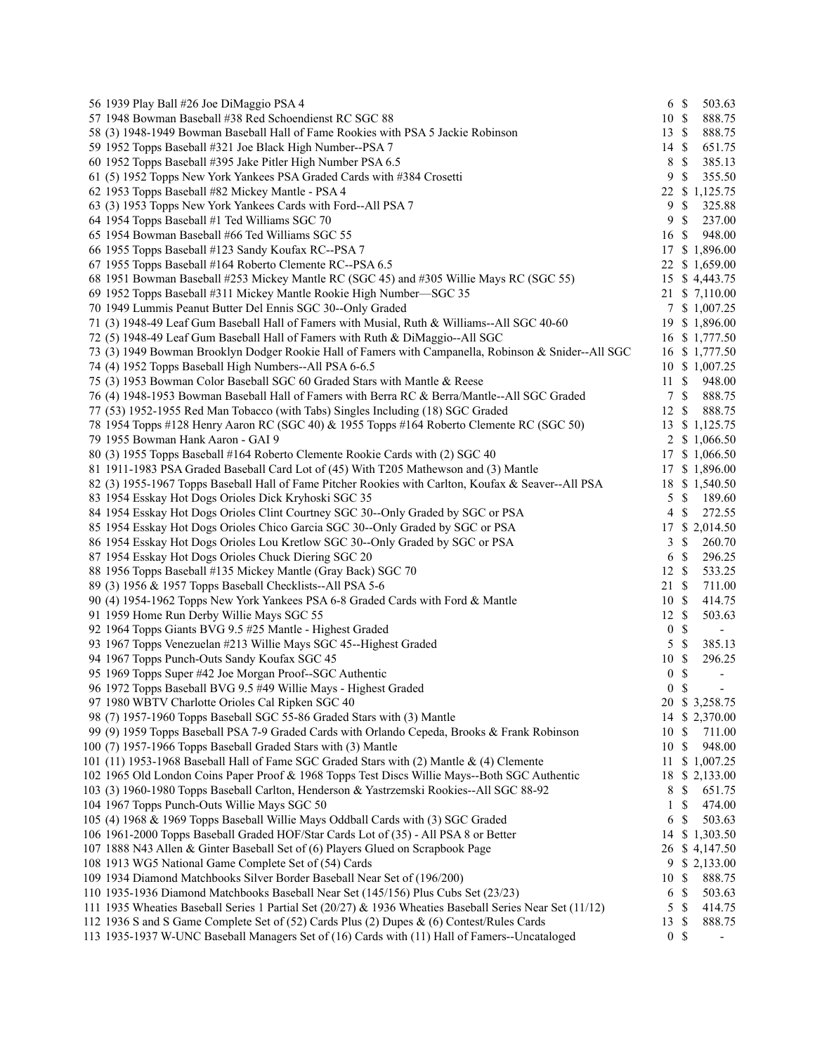| | | | |
|---|---|---|---|
| 56 | 1939 Play Ball #26 Joe DiMaggio PSA 4 | 6 | $ 503.63 |
| 57 | 1948 Bowman Baseball #38 Red Schoendienst RC SGC 88 | 10 | $ 888.75 |
| 58 | (3) 1948-1949 Bowman Baseball Hall of Fame Rookies with PSA 5 Jackie Robinson | 13 | $ 888.75 |
| 59 | 1952 Topps Baseball #321 Joe Black High Number--PSA 7 | 14 | $ 651.75 |
| 60 | 1952 Topps Baseball #395 Jake Pitler High Number PSA 6.5 | 8 | $ 385.13 |
| 61 | (5) 1952 Topps New York Yankees PSA Graded Cards with #384 Crosetti | 9 | $ 355.50 |
| 62 | 1953 Topps Baseball #82 Mickey Mantle - PSA 4 | 22 | $ 1,125.75 |
| 63 | (3) 1953 Topps New York Yankees Cards with Ford--All PSA 7 | 9 | $ 325.88 |
| 64 | 1954 Topps Baseball #1 Ted Williams SGC 70 | 9 | $ 237.00 |
| 65 | 1954 Bowman Baseball #66 Ted Williams SGC 55 | 16 | $ 948.00 |
| 66 | 1955 Topps Baseball #123 Sandy Koufax RC--PSA 7 | 17 | $ 1,896.00 |
| 67 | 1955 Topps Baseball #164 Roberto Clemente RC--PSA 6.5 | 22 | $ 1,659.00 |
| 68 | 1951 Bowman Baseball #253 Mickey Mantle RC (SGC 45) and #305 Willie Mays RC (SGC 55) | 15 | $ 4,443.75 |
| 69 | 1952 Topps Baseball #311 Mickey Mantle Rookie High Number—SGC 35 | 21 | $ 7,110.00 |
| 70 | 1949 Lummis Peanut Butter Del Ennis SGC 30--Only Graded | 7 | $ 1,007.25 |
| 71 | (3) 1948-49 Leaf Gum Baseball Hall of Famers with Musial, Ruth & Williams--All SGC 40-60 | 19 | $ 1,896.00 |
| 72 | (5) 1948-49 Leaf Gum Baseball Hall of Famers with Ruth & DiMaggio--All SGC | 16 | $ 1,777.50 |
| 73 | (3) 1949 Bowman Brooklyn Dodger Rookie Hall of Famers with Campanella, Robinson & Snider--All SGC | 16 | $ 1,777.50 |
| 74 | (4) 1952 Topps Baseball High Numbers--All PSA 6-6.5 | 10 | $ 1,007.25 |
| 75 | (3) 1953 Bowman Color Baseball SGC 60 Graded Stars with Mantle & Reese | 11 | $ 948.00 |
| 76 | (4) 1948-1953 Bowman Baseball Hall of Famers with Berra RC & Berra/Mantle--All SGC Graded | 7 | $ 888.75 |
| 77 | (53) 1952-1955 Red Man Tobacco (with Tabs) Singles Including (18) SGC Graded | 12 | $ 888.75 |
| 78 | 1954 Topps #128 Henry Aaron RC (SGC 40) & 1955 Topps #164 Roberto Clemente RC (SGC 50) | 13 | $ 1,125.75 |
| 79 | 1955 Bowman Hank Aaron - GAI 9 | 2 | $ 1,066.50 |
| 80 | (3) 1955 Topps Baseball #164 Roberto Clemente Rookie Cards with (2) SGC 40 | 17 | $ 1,066.50 |
| 81 | 1911-1983 PSA Graded Baseball Card Lot of (45) With T205 Mathewson and (3) Mantle | 17 | $ 1,896.00 |
| 82 | (3) 1955-1967 Topps Baseball Hall of Fame Pitcher Rookies with Carlton, Koufax & Seaver--All PSA | 18 | $ 1,540.50 |
| 83 | 1954 Esskay Hot Dogs Orioles Dick Kryhoski SGC 35 | 5 | $ 189.60 |
| 84 | 1954 Esskay Hot Dogs Orioles Clint Courtney SGC 30--Only Graded by SGC or PSA | 4 | $ 272.55 |
| 85 | 1954 Esskay Hot Dogs Orioles Chico Garcia SGC 30--Only Graded by SGC or PSA | 17 | $ 2,014.50 |
| 86 | 1954 Esskay Hot Dogs Orioles Lou Kretlow SGC 30--Only Graded by SGC or PSA | 3 | $ 260.70 |
| 87 | 1954 Esskay Hot Dogs Orioles Chuck Diering SGC 20 | 6 | $ 296.25 |
| 88 | 1956 Topps Baseball #135 Mickey Mantle (Gray Back) SGC 70 | 12 | $ 533.25 |
| 89 | (3) 1956 & 1957 Topps Baseball Checklists--All PSA 5-6 | 21 | $ 711.00 |
| 90 | (4) 1954-1962 Topps New York Yankees PSA 6-8 Graded Cards with Ford & Mantle | 10 | $ 414.75 |
| 91 | 1959 Home Run Derby Willie Mays SGC 55 | 12 | $ 503.63 |
| 92 | 1964 Topps Giants BVG 9.5 #25 Mantle - Highest Graded | 0 | $ - |
| 93 | 1967 Topps Venezuelan #213 Willie Mays SGC 45--Highest Graded | 5 | $ 385.13 |
| 94 | 1967 Topps Punch-Outs Sandy Koufax SGC 45 | 10 | $ 296.25 |
| 95 | 1969 Topps Super #42 Joe Morgan Proof--SGC Authentic | 0 | $ - |
| 96 | 1972 Topps Baseball BVG 9.5 #49 Willie Mays - Highest Graded | 0 | $ - |
| 97 | 1980 WBTV Charlotte Orioles Cal Ripken SGC 40 | 20 | $ 3,258.75 |
| 98 | (7) 1957-1960 Topps Baseball SGC 55-86 Graded Stars with (3) Mantle | 14 | $ 2,370.00 |
| 99 | (9) 1959 Topps Baseball PSA 7-9 Graded Cards with Orlando Cepeda, Brooks & Frank Robinson | 10 | $ 711.00 |
| 100 | (7) 1957-1966 Topps Baseball Graded Stars with (3) Mantle | 10 | $ 948.00 |
| 101 | (11) 1953-1968 Baseball Hall of Fame SGC Graded Stars with (2) Mantle & (4) Clemente | 11 | $ 1,007.25 |
| 102 | 1965 Old London Coins Paper Proof & 1968 Topps Test Discs Willie Mays--Both SGC Authentic | 18 | $ 2,133.00 |
| 103 | (3) 1960-1980 Topps Baseball Carlton, Henderson & Yastrzemski Rookies--All SGC 88-92 | 8 | $ 651.75 |
| 104 | 1967 Topps Punch-Outs Willie Mays SGC 50 | 1 | $ 474.00 |
| 105 | (4) 1968 & 1969 Topps Baseball Willie Mays Oddball Cards with (3) SGC Graded | 6 | $ 503.63 |
| 106 | 1961-2000 Topps Baseball Graded HOF/Star Cards Lot of (35) - All PSA 8 or Better | 14 | $ 1,303.50 |
| 107 | 1888 N43 Allen & Ginter Baseball Set of (6) Players Glued on Scrapbook Page | 26 | $ 4,147.50 |
| 108 | 1913 WG5 National Game Complete Set of (54) Cards | 9 | $ 2,133.00 |
| 109 | 1934 Diamond Matchbooks Silver Border Baseball Near Set of (196/200) | 10 | $ 888.75 |
| 110 | 1935-1936 Diamond Matchbooks Baseball Near Set (145/156) Plus Cubs Set (23/23) | 6 | $ 503.63 |
| 111 | 1935 Wheaties Baseball Series 1 Partial Set (20/27) & 1936 Wheaties Baseball Series Near Set (11/12) | 5 | $ 414.75 |
| 112 | 1936 S and S Game Complete Set of (52) Cards Plus (2) Dupes & (6) Contest/Rules Cards | 13 | $ 888.75 |
| 113 | 1935-1937 W-UNC Baseball Managers Set of (16) Cards with (11) Hall of Famers--Uncataloged | 0 | $ - |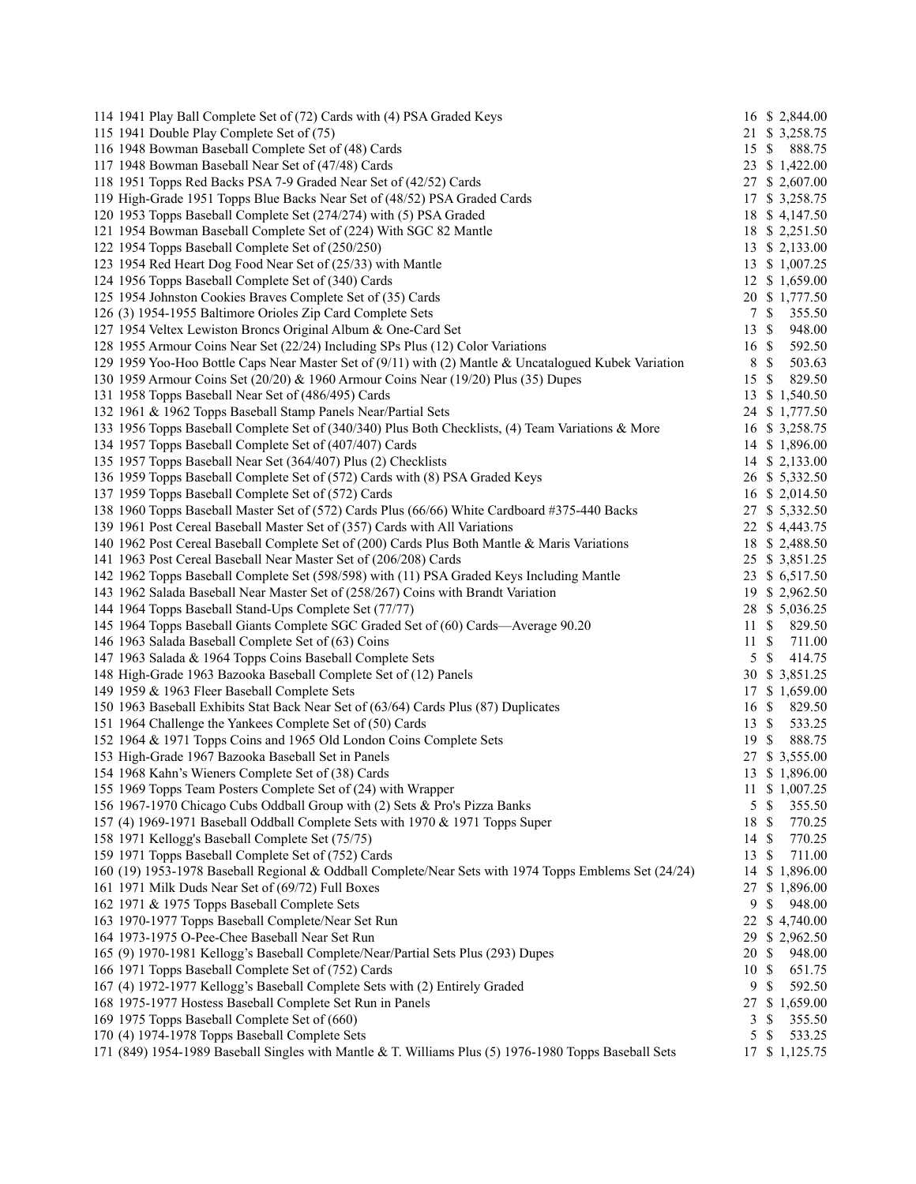| Lot | Description | Bids | Price |
|---|---|---|---|
| 114 | 1941 Play Ball Complete Set of (72) Cards with (4) PSA Graded Keys | 16 | $ 2,844.00 |
| 115 | 1941 Double Play Complete Set of (75) | 21 | $ 3,258.75 |
| 116 | 1948 Bowman Baseball Complete Set of (48) Cards | 15 | $ 888.75 |
| 117 | 1948 Bowman Baseball Near Set of (47/48) Cards | 23 | $ 1,422.00 |
| 118 | 1951 Topps Red Backs PSA 7-9 Graded Near Set of (42/52) Cards | 27 | $ 2,607.00 |
| 119 | High-Grade 1951 Topps Blue Backs Near Set of (48/52) PSA Graded Cards | 17 | $ 3,258.75 |
| 120 | 1953 Topps Baseball Complete Set (274/274) with (5) PSA Graded | 18 | $ 4,147.50 |
| 121 | 1954 Bowman Baseball Complete Set of (224) With SGC 82 Mantle | 18 | $ 2,251.50 |
| 122 | 1954 Topps Baseball Complete Set of (250/250) | 13 | $ 2,133.00 |
| 123 | 1954 Red Heart Dog Food Near Set of (25/33) with Mantle | 13 | $ 1,007.25 |
| 124 | 1956 Topps Baseball Complete Set of (340) Cards | 12 | $ 1,659.00 |
| 125 | 1954 Johnston Cookies Braves Complete Set of (35) Cards | 20 | $ 1,777.50 |
| 126 | (3) 1954-1955 Baltimore Orioles Zip Card Complete Sets | 7 | $ 355.50 |
| 127 | 1954 Veltex Lewiston Broncs Original Album & One-Card Set | 13 | $ 948.00 |
| 128 | 1955 Armour Coins Near Set (22/24) Including SPs Plus (12) Color Variations | 16 | $ 592.50 |
| 129 | 1959 Yoo-Hoo Bottle Caps Near Master Set of (9/11) with (2) Mantle & Uncatalogued Kubek Variation | 8 | $ 503.63 |
| 130 | 1959 Armour Coins Set (20/20) & 1960 Armour Coins Near (19/20) Plus (35) Dupes | 15 | $ 829.50 |
| 131 | 1958 Topps Baseball Near Set of (486/495) Cards | 13 | $ 1,540.50 |
| 132 | 1961 & 1962 Topps Baseball Stamp Panels Near/Partial Sets | 24 | $ 1,777.50 |
| 133 | 1956 Topps Baseball Complete Set of (340/340) Plus Both Checklists, (4) Team Variations & More | 16 | $ 3,258.75 |
| 134 | 1957 Topps Baseball Complete Set of (407/407) Cards | 14 | $ 1,896.00 |
| 135 | 1957 Topps Baseball Near Set (364/407) Plus (2) Checklists | 14 | $ 2,133.00 |
| 136 | 1959 Topps Baseball Complete Set of (572) Cards with (8) PSA Graded Keys | 26 | $ 5,332.50 |
| 137 | 1959 Topps Baseball Complete Set of (572) Cards | 16 | $ 2,014.50 |
| 138 | 1960 Topps Baseball Master Set of (572) Cards Plus (66/66) White Cardboard #375-440 Backs | 27 | $ 5,332.50 |
| 139 | 1961 Post Cereal Baseball Master Set of (357) Cards with All Variations | 22 | $ 4,443.75 |
| 140 | 1962 Post Cereal Baseball Complete Set of (200) Cards Plus Both Mantle & Maris Variations | 18 | $ 2,488.50 |
| 141 | 1963 Post Cereal Baseball Near Master Set of (206/208) Cards | 25 | $ 3,851.25 |
| 142 | 1962 Topps Baseball Complete Set (598/598) with (11) PSA Graded Keys Including Mantle | 23 | $ 6,517.50 |
| 143 | 1962 Salada Baseball Near Master Set of (258/267) Coins with Brandt Variation | 19 | $ 2,962.50 |
| 144 | 1964 Topps Baseball Stand-Ups Complete Set (77/77) | 28 | $ 5,036.25 |
| 145 | 1964 Topps Baseball Giants Complete SGC Graded Set of (60) Cards—Average 90.20 | 11 | $ 829.50 |
| 146 | 1963 Salada Baseball Complete Set of (63) Coins | 11 | $ 711.00 |
| 147 | 1963 Salada & 1964 Topps Coins Baseball Complete Sets | 5 | $ 414.75 |
| 148 | High-Grade 1963 Bazooka Baseball Complete Set of (12) Panels | 30 | $ 3,851.25 |
| 149 | 1959 & 1963 Fleer Baseball Complete Sets | 17 | $ 1,659.00 |
| 150 | 1963 Baseball Exhibits Stat Back Near Set of (63/64) Cards Plus (87) Duplicates | 16 | $ 829.50 |
| 151 | 1964 Challenge the Yankees Complete Set of (50) Cards | 13 | $ 533.25 |
| 152 | 1964 & 1971 Topps Coins and 1965 Old London Coins Complete Sets | 19 | $ 888.75 |
| 153 | High-Grade 1967 Bazooka Baseball Set in Panels | 27 | $ 3,555.00 |
| 154 | 1968 Kahn's Wieners Complete Set of (38) Cards | 13 | $ 1,896.00 |
| 155 | 1969 Topps Team Posters Complete Set of (24) with Wrapper | 11 | $ 1,007.25 |
| 156 | 1967-1970 Chicago Cubs Oddball Group with (2) Sets & Pro's Pizza Banks | 5 | $ 355.50 |
| 157 | (4) 1969-1971 Baseball Oddball Complete Sets with 1970 & 1971 Topps Super | 18 | $ 770.25 |
| 158 | 1971 Kellogg's Baseball Complete Set (75/75) | 14 | $ 770.25 |
| 159 | 1971 Topps Baseball Complete Set of (752) Cards | 13 | $ 711.00 |
| 160 | (19) 1953-1978 Baseball Regional & Oddball Complete/Near Sets with 1974 Topps Emblems Set (24/24) | 14 | $ 1,896.00 |
| 161 | 1971 Milk Duds Near Set of (69/72) Full Boxes | 27 | $ 1,896.00 |
| 162 | 1971 & 1975 Topps Baseball Complete Sets | 9 | $ 948.00 |
| 163 | 1970-1977 Topps Baseball Complete/Near Set Run | 22 | $ 4,740.00 |
| 164 | 1973-1975 O-Pee-Chee Baseball Near Set Run | 29 | $ 2,962.50 |
| 165 | (9) 1970-1981 Kellogg's Baseball Complete/Near/Partial Sets Plus (293) Dupes | 20 | $ 948.00 |
| 166 | 1971 Topps Baseball Complete Set of (752) Cards | 10 | $ 651.75 |
| 167 | (4) 1972-1977 Kellogg's Baseball Complete Sets with (2) Entirely Graded | 9 | $ 592.50 |
| 168 | 1975-1977 Hostess Baseball Complete Set Run in Panels | 27 | $ 1,659.00 |
| 169 | 1975 Topps Baseball Complete Set of (660) | 3 | $ 355.50 |
| 170 | (4) 1974-1978 Topps Baseball Complete Sets | 5 | $ 533.25 |
| 171 | (849) 1954-1989 Baseball Singles with Mantle & T. Williams Plus (5) 1976-1980 Topps Baseball Sets | 17 | $ 1,125.75 |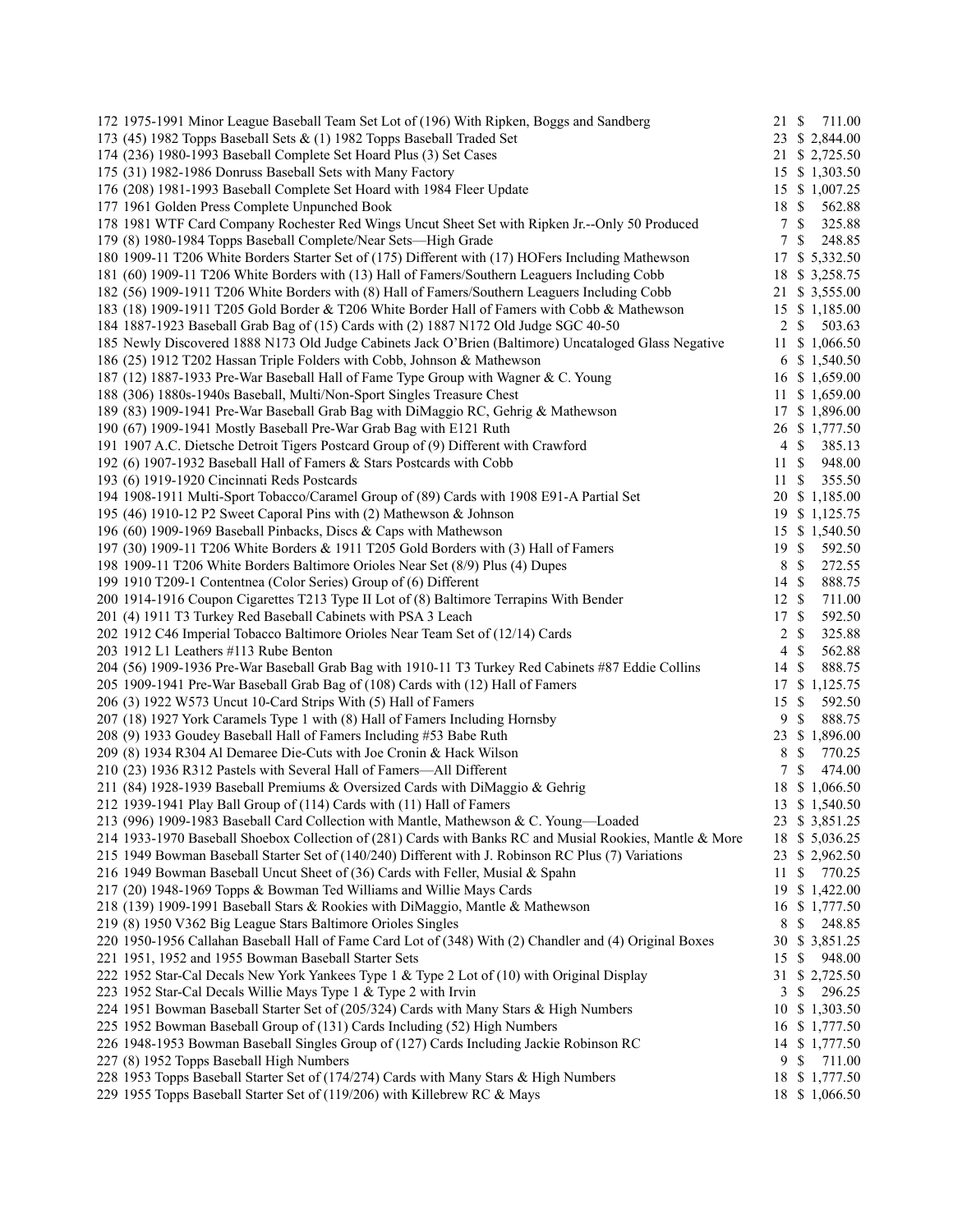| | | | |
|---|---|---|---|
| 172 | 1975-1991 Minor League Baseball Team Set Lot of (196) With Ripken, Boggs and Sandberg | 21 | $ 711.00 |
| 173 | (45) 1982 Topps Baseball Sets & (1) 1982 Topps Baseball Traded Set | 23 | $ 2,844.00 |
| 174 | (236) 1980-1993 Baseball Complete Set Hoard Plus (3) Set Cases | 21 | $ 2,725.50 |
| 175 | (31) 1982-1986 Donruss Baseball Sets with Many Factory | 15 | $ 1,303.50 |
| 176 | (208) 1981-1993 Baseball Complete Set Hoard with 1984 Fleer Update | 15 | $ 1,007.25 |
| 177 | 1961 Golden Press Complete Unpunched Book | 18 | $ 562.88 |
| 178 | 1981 WTF Card Company Rochester Red Wings Uncut Sheet Set with Ripken Jr.--Only 50 Produced | 7 | $ 325.88 |
| 179 | (8) 1980-1984 Topps Baseball Complete/Near Sets—High Grade | 7 | $ 248.85 |
| 180 | 1909-11 T206 White Borders Starter Set of (175) Different with (17) HOFers Including Mathewson | 17 | $ 5,332.50 |
| 181 | (60) 1909-11 T206 White Borders with (13) Hall of Famers/Southern Leaguers Including Cobb | 18 | $ 3,258.75 |
| 182 | (56) 1909-1911 T206 White Borders with (8) Hall of Famers/Southern Leaguers Including Cobb | 21 | $ 3,555.00 |
| 183 | (18) 1909-1911 T205 Gold Border & T206 White Border Hall of Famers with Cobb & Mathewson | 15 | $ 1,185.00 |
| 184 | 1887-1923 Baseball Grab Bag of (15) Cards with (2) 1887 N172 Old Judge SGC 40-50 | 2 | $ 503.63 |
| 185 | Newly Discovered 1888 N173 Old Judge Cabinets Jack O'Brien (Baltimore) Uncataloged Glass Negative | 11 | $ 1,066.50 |
| 186 | (25) 1912 T202 Hassan Triple Folders with Cobb, Johnson & Mathewson | 6 | $ 1,540.50 |
| 187 | (12) 1887-1933 Pre-War Baseball Hall of Fame Type Group with Wagner & C. Young | 16 | $ 1,659.00 |
| 188 | (306) 1880s-1940s Baseball, Multi/Non-Sport Singles Treasure Chest | 11 | $ 1,659.00 |
| 189 | (83) 1909-1941 Pre-War Baseball Grab Bag with DiMaggio RC, Gehrig & Mathewson | 17 | $ 1,896.00 |
| 190 | (67) 1909-1941 Mostly Baseball Pre-War Grab Bag with E121 Ruth | 26 | $ 1,777.50 |
| 191 | 1907 A.C. Dietsche Detroit Tigers Postcard Group of (9) Different with Crawford | 4 | $ 385.13 |
| 192 | (6) 1907-1932 Baseball Hall of Famers & Stars Postcards with Cobb | 11 | $ 948.00 |
| 193 | (6) 1919-1920 Cincinnati Reds Postcards | 11 | $ 355.50 |
| 194 | 1908-1911 Multi-Sport Tobacco/Caramel Group of (89) Cards with 1908 E91-A Partial Set | 20 | $ 1,185.00 |
| 195 | (46) 1910-12 P2 Sweet Caporal Pins with (2) Mathewson & Johnson | 19 | $ 1,125.75 |
| 196 | (60) 1909-1969 Baseball Pinbacks, Discs & Caps with Mathewson | 15 | $ 1,540.50 |
| 197 | (30) 1909-11 T206 White Borders & 1911 T205 Gold Borders with (3) Hall of Famers | 19 | $ 592.50 |
| 198 | 1909-11 T206 White Borders Baltimore Orioles Near Set (8/9) Plus (4) Dupes | 8 | $ 272.55 |
| 199 | 1910 T209-1 Contentnea (Color Series) Group of (6) Different | 14 | $ 888.75 |
| 200 | 1914-1916 Coupon Cigarettes T213 Type II Lot of (8) Baltimore Terrapins With Bender | 12 | $ 711.00 |
| 201 | (4) 1911 T3 Turkey Red Baseball Cabinets with PSA 3 Leach | 17 | $ 592.50 |
| 202 | 1912 C46 Imperial Tobacco Baltimore Orioles Near Team Set of (12/14) Cards | 2 | $ 325.88 |
| 203 | 1912 L1 Leathers #113 Rube Benton | 4 | $ 562.88 |
| 204 | (56) 1909-1936 Pre-War Baseball Grab Bag with 1910-11 T3 Turkey Red Cabinets #87 Eddie Collins | 14 | $ 888.75 |
| 205 | 1909-1941 Pre-War Baseball Grab Bag of (108) Cards with (12) Hall of Famers | 17 | $ 1,125.75 |
| 206 | (3) 1922 W573 Uncut 10-Card Strips With (5) Hall of Famers | 15 | $ 592.50 |
| 207 | (18) 1927 York Caramels Type 1 with (8) Hall of Famers Including Hornsby | 9 | $ 888.75 |
| 208 | (9) 1933 Goudey Baseball Hall of Famers Including #53 Babe Ruth | 23 | $ 1,896.00 |
| 209 | (8) 1934 R304 Al Demaree Die-Cuts with Joe Cronin & Hack Wilson | 8 | $ 770.25 |
| 210 | (23) 1936 R312 Pastels with Several Hall of Famers—All Different | 7 | $ 474.00 |
| 211 | (84) 1928-1939 Baseball Premiums & Oversized Cards with DiMaggio & Gehrig | 18 | $ 1,066.50 |
| 212 | 1939-1941 Play Ball Group of (114) Cards with (11) Hall of Famers | 13 | $ 1,540.50 |
| 213 | (996) 1909-1983 Baseball Card Collection with Mantle, Mathewson & C. Young—Loaded | 23 | $ 3,851.25 |
| 214 | 1933-1970 Baseball Shoebox Collection of (281) Cards with Banks RC and Musial Rookies, Mantle & More | 18 | $ 5,036.25 |
| 215 | 1949 Bowman Baseball Starter Set of (140/240) Different with J. Robinson RC Plus (7) Variations | 23 | $ 2,962.50 |
| 216 | 1949 Bowman Baseball Uncut Sheet of (36) Cards with Feller, Musial & Spahn | 11 | $ 770.25 |
| 217 | (20) 1948-1969 Topps & Bowman Ted Williams and Willie Mays Cards | 19 | $ 1,422.00 |
| 218 | (139) 1909-1991 Baseball Stars & Rookies with DiMaggio, Mantle & Mathewson | 16 | $ 1,777.50 |
| 219 | (8) 1950 V362 Big League Stars Baltimore Orioles Singles | 8 | $ 248.85 |
| 220 | 1950-1956 Callahan Baseball Hall of Fame Card Lot of (348) With (2) Chandler and (4) Original Boxes | 30 | $ 3,851.25 |
| 221 | 1951, 1952 and 1955 Bowman Baseball Starter Sets | 15 | $ 948.00 |
| 222 | 1952 Star-Cal Decals New York Yankees Type 1 & Type 2 Lot of (10) with Original Display | 31 | $ 2,725.50 |
| 223 | 1952 Star-Cal Decals Willie Mays Type 1 & Type 2 with Irvin | 3 | $ 296.25 |
| 224 | 1951 Bowman Baseball Starter Set of (205/324) Cards with Many Stars & High Numbers | 10 | $ 1,303.50 |
| 225 | 1952 Bowman Baseball Group of (131) Cards Including (52) High Numbers | 16 | $ 1,777.50 |
| 226 | 1948-1953 Bowman Baseball Singles Group of (127) Cards Including Jackie Robinson RC | 14 | $ 1,777.50 |
| 227 | (8) 1952 Topps Baseball High Numbers | 9 | $ 711.00 |
| 228 | 1953 Topps Baseball Starter Set of (174/274) Cards with Many Stars & High Numbers | 18 | $ 1,777.50 |
| 229 | 1955 Topps Baseball Starter Set of (119/206) with Killebrew RC & Mays | 18 | $ 1,066.50 |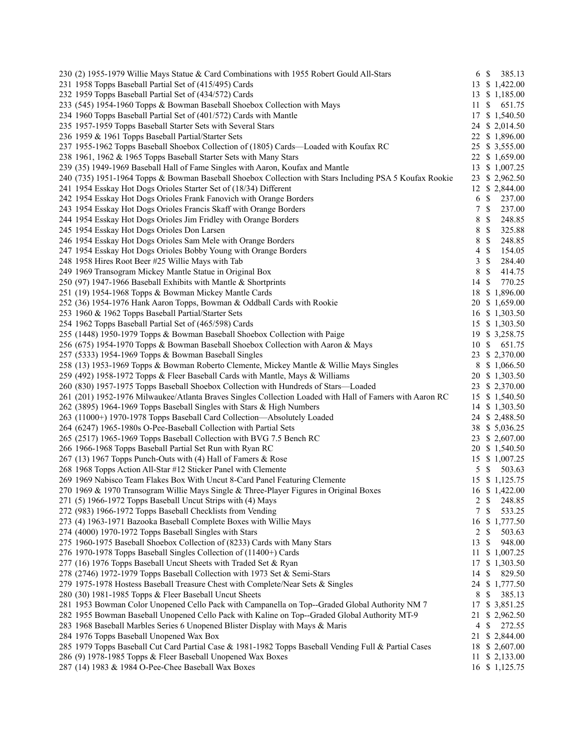| Lot | Description | Bids | Price |
|---|---|---|---|
| 230 | (2) 1955-1979 Willie Mays Statue & Card Combinations with 1955 Robert Gould All-Stars | 6 | $ 385.13 |
| 231 | 1958 Topps Baseball Partial Set of (415/495) Cards | 13 | $ 1,422.00 |
| 232 | 1959 Topps Baseball Partial Set of (434/572) Cards | 13 | $ 1,185.00 |
| 233 | (545) 1954-1960 Topps & Bowman Baseball Shoebox Collection with Mays | 11 | $ 651.75 |
| 234 | 1960 Topps Baseball Partial Set of (401/572) Cards with Mantle | 17 | $ 1,540.50 |
| 235 | 1957-1959 Topps Baseball Starter Sets with Several Stars | 24 | $ 2,014.50 |
| 236 | 1959 & 1961 Topps Baseball Partial/Starter Sets | 22 | $ 1,896.00 |
| 237 | 1955-1962 Topps Baseball Shoebox Collection of (1805) Cards—Loaded with Koufax RC | 25 | $ 3,555.00 |
| 238 | 1961, 1962 & 1965 Topps Baseball Starter Sets with Many Stars | 22 | $ 1,659.00 |
| 239 | (35) 1949-1969 Baseball Hall of Fame Singles with Aaron, Koufax and Mantle | 13 | $ 1,007.25 |
| 240 | (735) 1951-1964 Topps & Bowman Baseball Shoebox Collection with Stars Including PSA 5 Koufax Rookie | 23 | $ 2,962.50 |
| 241 | 1954 Esskay Hot Dogs Orioles Starter Set of (18/34) Different | 12 | $ 2,844.00 |
| 242 | 1954 Esskay Hot Dogs Orioles Frank Fanovich with Orange Borders | 6 | $ 237.00 |
| 243 | 1954 Esskay Hot Dogs Orioles Francis Skaff with Orange Borders | 7 | $ 237.00 |
| 244 | 1954 Esskay Hot Dogs Orioles Jim Fridley with Orange Borders | 8 | $ 248.85 |
| 245 | 1954 Esskay Hot Dogs Orioles Don Larsen | 8 | $ 325.88 |
| 246 | 1954 Esskay Hot Dogs Orioles Sam Mele with Orange Borders | 8 | $ 248.85 |
| 247 | 1954 Esskay Hot Dogs Orioles Bobby Young with Orange Borders | 4 | $ 154.05 |
| 248 | 1958 Hires Root Beer #25 Willie Mays with Tab | 3 | $ 284.40 |
| 249 | 1969 Transogram Mickey Mantle Statue in Original Box | 8 | $ 414.75 |
| 250 | (97) 1947-1966 Baseball Exhibits with Mantle & Shortprints | 14 | $ 770.25 |
| 251 | (19) 1954-1968 Topps & Bowman Mickey Mantle Cards | 18 | $ 1,896.00 |
| 252 | (36) 1954-1976 Hank Aaron Topps, Bowman & Oddball Cards with Rookie | 20 | $ 1,659.00 |
| 253 | 1960 & 1962 Topps Baseball Partial/Starter Sets | 16 | $ 1,303.50 |
| 254 | 1962 Topps Baseball Partial Set of (465/598) Cards | 15 | $ 1,303.50 |
| 255 | (1448) 1950-1979 Topps & Bowman Baseball Shoebox Collection with Paige | 19 | $ 3,258.75 |
| 256 | (675) 1954-1970 Topps & Bowman Baseball Shoebox Collection with Aaron & Mays | 10 | $ 651.75 |
| 257 | (5333) 1954-1969 Topps & Bowman Baseball Singles | 23 | $ 2,370.00 |
| 258 | (13) 1953-1969 Topps & Bowman Roberto Clemente, Mickey Mantle & Willie Mays Singles | 8 | $ 1,066.50 |
| 259 | (492) 1958-1972 Topps & Fleer Baseball Cards with Mantle, Mays & Williams | 20 | $ 1,303.50 |
| 260 | (830) 1957-1975 Topps Baseball Shoebox Collection with Hundreds of Stars—Loaded | 23 | $ 2,370.00 |
| 261 | (201) 1952-1976 Milwaukee/Atlanta Braves Singles Collection Loaded with Hall of Famers with Aaron RC | 15 | $ 1,540.50 |
| 262 | (3895) 1964-1969 Topps Baseball Singles with Stars & High Numbers | 14 | $ 1,303.50 |
| 263 | (11000+) 1970-1978 Topps Baseball Card Collection—Absolutely Loaded | 24 | $ 2,488.50 |
| 264 | (6247) 1965-1980s O-Pee-Baseball Collection with Partial Sets | 38 | $ 5,036.25 |
| 265 | (2517) 1965-1969 Topps Baseball Collection with BVG 7.5 Bench RC | 23 | $ 2,607.00 |
| 266 | 1966-1968 Topps Baseball Partial Set Run with Ryan RC | 20 | $ 1,540.50 |
| 267 | (13) 1967 Topps Punch-Outs with (4) Hall of Famers & Rose | 15 | $ 1,007.25 |
| 268 | 1968 Topps Action All-Star #12 Sticker Panel with Clemente | 5 | $ 503.63 |
| 269 | 1969 Nabisco Team Flakes Box With Uncut 8-Card Panel Featuring Clemente | 15 | $ 1,125.75 |
| 270 | 1969 & 1970 Transogram Willie Mays Single & Three-Player Figures in Original Boxes | 16 | $ 1,422.00 |
| 271 | (5) 1966-1972 Topps Baseball Uncut Strips with (4) Mays | 2 | $ 248.85 |
| 272 | (983) 1966-1972 Topps Baseball Checklists from Vending | 7 | $ 533.25 |
| 273 | (4) 1963-1971 Bazooka Baseball Complete Boxes with Willie Mays | 16 | $ 1,777.50 |
| 274 | (4000) 1970-1972 Topps Baseball Singles with Stars | 2 | $ 503.63 |
| 275 | 1960-1975 Baseball Shoebox Collection of (8233) Cards with Many Stars | 13 | $ 948.00 |
| 276 | 1970-1978 Topps Baseball Singles Collection of (11400+) Cards | 11 | $ 1,007.25 |
| 277 | (16) 1976 Topps Baseball Uncut Sheets with Traded Set & Ryan | 17 | $ 1,303.50 |
| 278 | (2746) 1972-1979 Topps Baseball Collection with 1973 Set & Semi-Stars | 14 | $ 829.50 |
| 279 | 1975-1978 Hostess Baseball Treasure Chest with Complete/Near Sets & Singles | 24 | $ 1,777.50 |
| 280 | (30) 1981-1985 Topps & Fleer Baseball Uncut Sheets | 8 | $ 385.13 |
| 281 | 1953 Bowman Color Unopened Cello Pack with Campanella on Top--Graded Global Authority NM 7 | 17 | $ 3,851.25 |
| 282 | 1955 Bowman Baseball Unopened Cello Pack with Kaline on Top--Graded Global Authority MT-9 | 21 | $ 2,962.50 |
| 283 | 1968 Baseball Marbles Series 6 Unopened Blister Display with Mays & Maris | 4 | $ 272.55 |
| 284 | 1976 Topps Baseball Unopened Wax Box | 21 | $ 2,844.00 |
| 285 | 1979 Topps Baseball Cut Card Partial Case & 1981-1982 Topps Baseball Vending Full & Partial Cases | 18 | $ 2,607.00 |
| 286 | (9) 1978-1985 Topps & Fleer Baseball Unopened Wax Boxes | 11 | $ 2,133.00 |
| 287 | (14) 1983 & 1984 O-Pee-Chee Baseball Wax Boxes | 16 | $ 1,125.75 |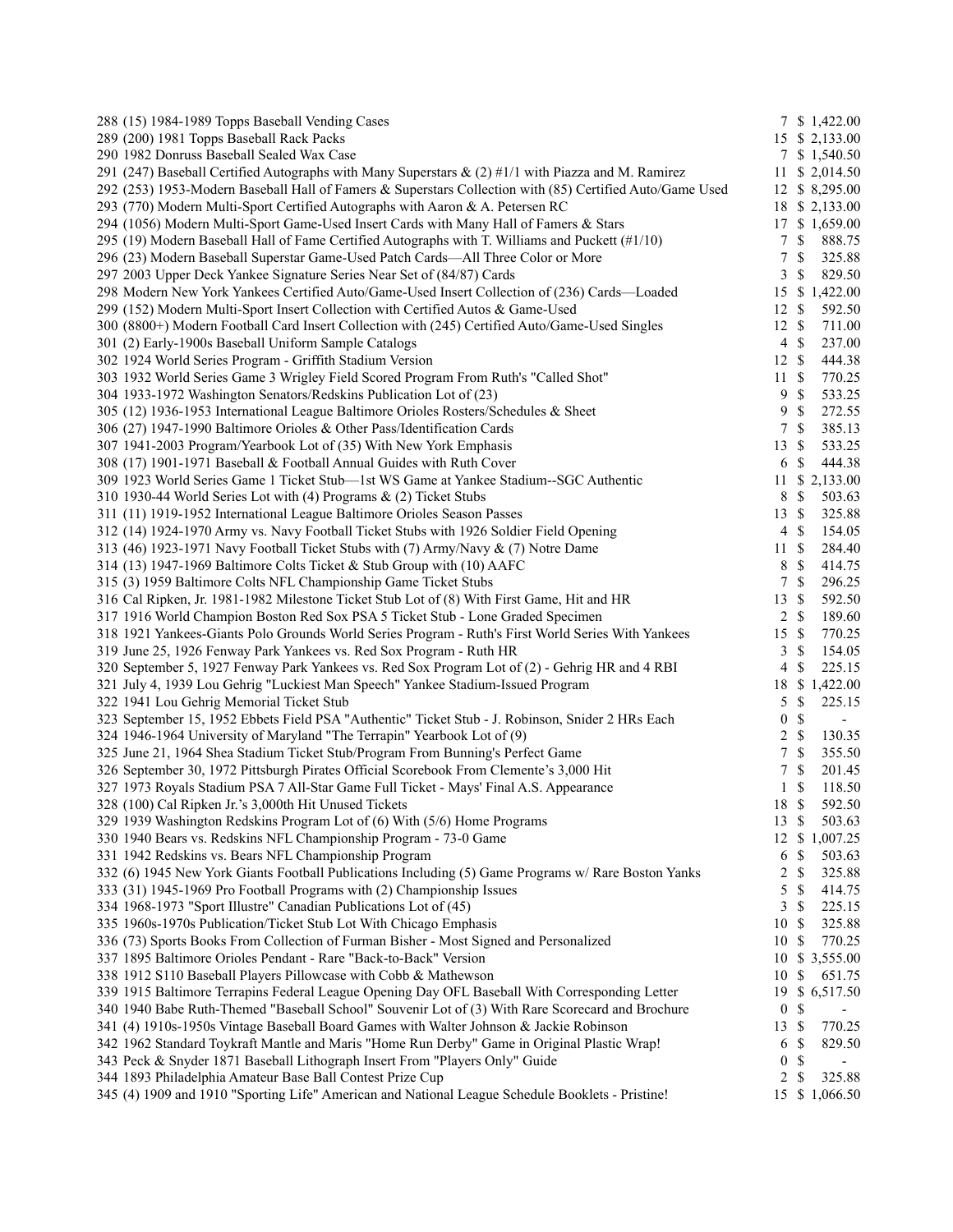| Lot | Description | Bids | Price |
|---|---|---|---|
| 288 | (15) 1984-1989 Topps Baseball Vending Cases | 7 | $ 1,422.00 |
| 289 | (200) 1981 Topps Baseball Rack Packs | 15 | $ 2,133.00 |
| 290 | 1982 Donruss Baseball Sealed Wax Case | 7 | $ 1,540.50 |
| 291 | (247) Baseball Certified Autographs with Many Superstars & (2) #1/1 with Piazza and M. Ramirez | 11 | $ 2,014.50 |
| 292 | (253) 1953-Modern Baseball Hall of Famers & Superstars Collection with (85) Certified Auto/Game Used | 12 | $ 8,295.00 |
| 293 | (770) Modern Multi-Sport Certified Autographs with Aaron & A. Petersen RC | 18 | $ 2,133.00 |
| 294 | (1056) Modern Multi-Sport Game-Used Insert Cards with Many Hall of Famers & Stars | 17 | $ 1,659.00 |
| 295 | (19) Modern Baseball Hall of Fame Certified Autographs with T. Williams and Puckett (#1/10) | 7 | $ 888.75 |
| 296 | (23) Modern Baseball Superstar Game-Used Patch Cards—All Three Color or More | 7 | $ 325.88 |
| 297 | 2003 Upper Deck Yankee Signature Series Near Set of (84/87) Cards | 3 | $ 829.50 |
| 298 | Modern New York Yankees Certified Auto/Game-Used Insert Collection of (236) Cards—Loaded | 15 | $ 1,422.00 |
| 299 | (152) Modern Multi-Sport Insert Collection with Certified Autos & Game-Used | 12 | $ 592.50 |
| 300 | (8800+) Modern Football Card Insert Collection with (245) Certified Auto/Game-Used Singles | 12 | $ 711.00 |
| 301 | (2) Early-1900s Baseball Uniform Sample Catalogs | 4 | $ 237.00 |
| 302 | 1924 World Series Program - Griffith Stadium Version | 12 | $ 444.38 |
| 303 | 1932 World Series Game 3 Wrigley Field Scored Program From Ruth's "Called Shot" | 11 | $ 770.25 |
| 304 | 1933-1972 Washington Senators/Redskins Publication Lot of (23) | 9 | $ 533.25 |
| 305 | (12) 1936-1953 International League Baltimore Orioles Rosters/Schedules & Sheet | 9 | $ 272.55 |
| 306 | (27) 1947-1990 Baltimore Orioles & Other Pass/Identification Cards | 7 | $ 385.13 |
| 307 | 1941-2003 Program/Yearbook Lot of (35) With New York Emphasis | 13 | $ 533.25 |
| 308 | (17) 1901-1971 Baseball & Football Annual Guides with Ruth Cover | 6 | $ 444.38 |
| 309 | 1923 World Series Game 1 Ticket Stub—1st WS Game at Yankee Stadium--SGC Authentic | 11 | $ 2,133.00 |
| 310 | 1930-44 World Series Lot with (4) Programs & (2) Ticket Stubs | 8 | $ 503.63 |
| 311 | (11) 1919-1952 International League Baltimore Orioles Season Passes | 13 | $ 325.88 |
| 312 | (14) 1924-1970 Army vs. Navy Football Ticket Stubs with 1926 Soldier Field Opening | 4 | $ 154.05 |
| 313 | (46) 1923-1971 Navy Football Ticket Stubs with (7) Army/Navy & (7) Notre Dame | 11 | $ 284.40 |
| 314 | (13) 1947-1969 Baltimore Colts Ticket & Stub Group with (10) AAFC | 8 | $ 414.75 |
| 315 | (3) 1959 Baltimore Colts NFL Championship Game Ticket Stubs | 7 | $ 296.25 |
| 316 | Cal Ripken, Jr. 1981-1982 Milestone Ticket Stub Lot of (8) With First Game, Hit and HR | 13 | $ 592.50 |
| 317 | 1916 World Champion Boston Red Sox PSA 5 Ticket Stub - Lone Graded Specimen | 2 | $ 189.60 |
| 318 | 1921 Yankees-Giants Polo Grounds World Series Program - Ruth's First World Series With Yankees | 15 | $ 770.25 |
| 319 | June 25, 1926 Fenway Park Yankees vs. Red Sox Program - Ruth HR | 3 | $ 154.05 |
| 320 | September 5, 1927 Fenway Park Yankees vs. Red Sox Program Lot of (2) - Gehrig HR and 4 RBI | 4 | $ 225.15 |
| 321 | July 4, 1939 Lou Gehrig "Luckiest Man Speech" Yankee Stadium-Issued Program | 18 | $ 1,422.00 |
| 322 | 1941 Lou Gehrig Memorial Ticket Stub | 5 | $ 225.15 |
| 323 | September 15, 1952 Ebbets Field PSA "Authentic" Ticket Stub - J. Robinson, Snider 2 HRs Each | 0 | $ - |
| 324 | 1946-1964 University of Maryland "The Terrapin" Yearbook Lot of (9) | 2 | $ 130.35 |
| 325 | June 21, 1964 Shea Stadium Ticket Stub/Program From Bunning's Perfect Game | 7 | $ 355.50 |
| 326 | September 30, 1972 Pittsburgh Pirates Official Scorebook From Clemente's 3,000 Hit | 7 | $ 201.45 |
| 327 | 1973 Royals Stadium PSA 7 All-Star Game Full Ticket - Mays' Final A.S. Appearance | 1 | $ 118.50 |
| 328 | (100) Cal Ripken Jr.'s 3,000th Hit Unused Tickets | 18 | $ 592.50 |
| 329 | 1939 Washington Redskins Program Lot of (6) With (5/6) Home Programs | 13 | $ 503.63 |
| 330 | 1940 Bears vs. Redskins NFL Championship Program - 73-0 Game | 12 | $ 1,007.25 |
| 331 | 1942 Redskins vs. Bears NFL Championship Program | 6 | $ 503.63 |
| 332 | (6) 1945 New York Giants Football Publications Including (5) Game Programs w/ Rare Boston Yanks | 2 | $ 325.88 |
| 333 | (31) 1945-1969 Pro Football Programs with (2) Championship Issues | 5 | $ 414.75 |
| 334 | 1968-1973 "Sport Illustre" Canadian Publications Lot of (45) | 3 | $ 225.15 |
| 335 | 1960s-1970s Publication/Ticket Stub Lot With Chicago Emphasis | 10 | $ 325.88 |
| 336 | (73) Sports Books From Collection of Furman Bisher - Most Signed and Personalized | 10 | $ 770.25 |
| 337 | 1895 Baltimore Orioles Pendant - Rare "Back-to-Back" Version | 10 | $ 3,555.00 |
| 338 | 1912 S110 Baseball Players Pillowcase with Cobb & Mathewson | 10 | $ 651.75 |
| 339 | 1915 Baltimore Terrapins Federal League Opening Day OFL Baseball With Corresponding Letter | 19 | $ 6,517.50 |
| 340 | 1940 Babe Ruth-Themed "Baseball School" Souvenir Lot of (3) With Rare Scorecard and Brochure | 0 | $ - |
| 341 | (4) 1910s-1950s Vintage Baseball Board Games with Walter Johnson & Jackie Robinson | 13 | $ 770.25 |
| 342 | 1962 Standard Toykraft Mantle and Maris "Home Run Derby" Game in Original Plastic Wrap! | 6 | $ 829.50 |
| 343 | Peck & Snyder 1871 Baseball Lithograph Insert From "Players Only" Guide | 0 | $ - |
| 344 | 1893 Philadelphia Amateur Base Ball Contest Prize Cup | 2 | $ 325.88 |
| 345 | (4) 1909 and 1910 "Sporting Life" American and National League Schedule Booklets - Pristine! | 15 | $ 1,066.50 |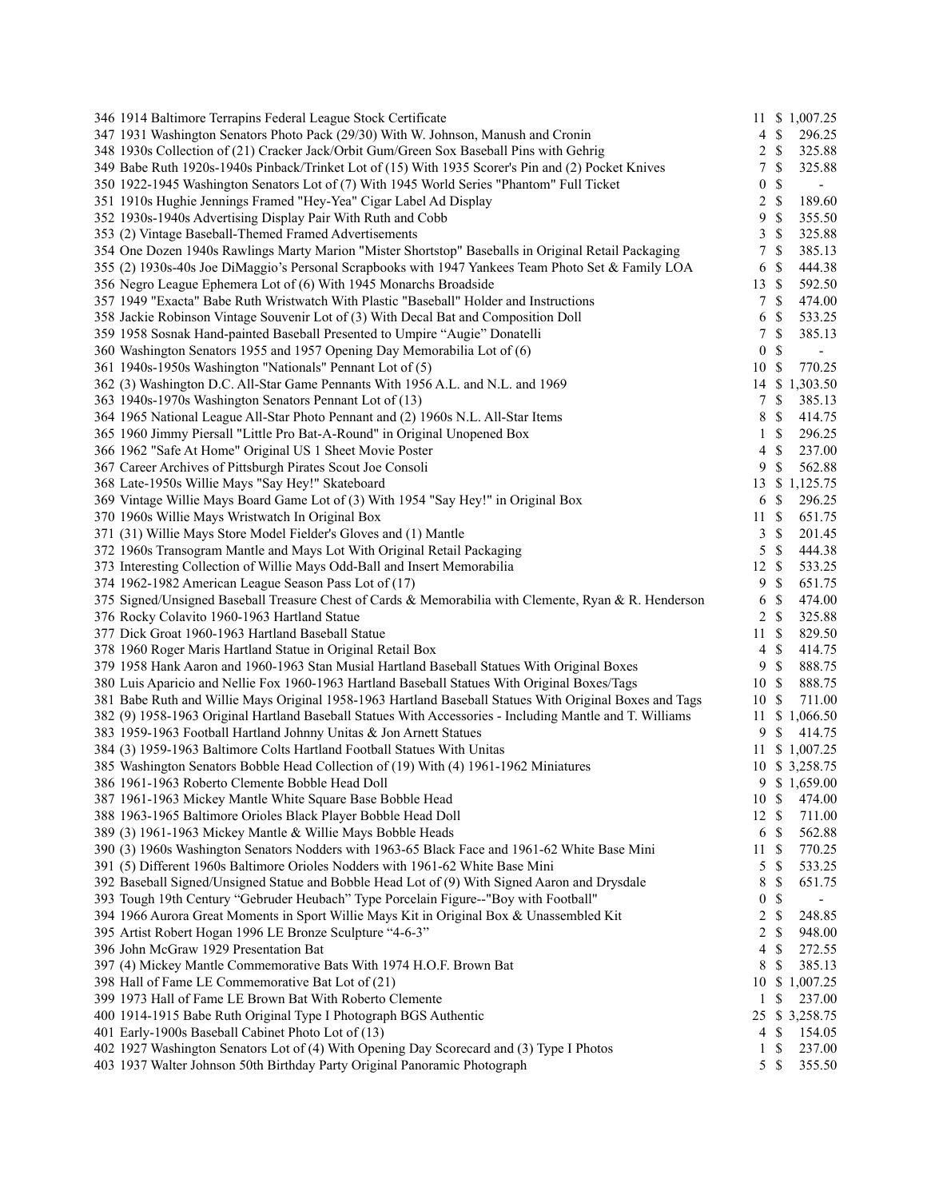| | | | |
|---|---|---|---|
| 346 1914 Baltimore Terrapins Federal League Stock Certificate | 11 | $ | 1,007.25 |
| 347 1931 Washington Senators Photo Pack (29/30) With W. Johnson, Manush and Cronin | 4 | $ | 296.25 |
| 348 1930s Collection of (21) Cracker Jack/Orbit Gum/Green Sox Baseball Pins with Gehrig | 2 | $ | 325.88 |
| 349 Babe Ruth 1920s-1940s Pinback/Trinket Lot of (15) With 1935 Scorer's Pin and (2) Pocket Knives | 7 | $ | 325.88 |
| 350 1922-1945 Washington Senators Lot of (7) With 1945 World Series "Phantom" Full Ticket | 0 | $ | - |
| 351 1910s Hughie Jennings Framed "Hey-Yea" Cigar Label Ad Display | 2 | $ | 189.60 |
| 352 1930s-1940s Advertising Display Pair With Ruth and Cobb | 9 | $ | 355.50 |
| 353 (2) Vintage Baseball-Themed Framed Advertisements | 3 | $ | 325.88 |
| 354 One Dozen 1940s Rawlings Marty Marion "Mister Shortstop" Baseballs in Original Retail Packaging | 7 | $ | 385.13 |
| 355 (2) 1930s-40s Joe DiMaggio's Personal Scrapbooks with 1947 Yankees Team Photo Set & Family LOA | 6 | $ | 444.38 |
| 356 Negro League Ephemera Lot of (6) With 1945 Monarchs Broadside | 13 | $ | 592.50 |
| 357 1949 "Exacta" Babe Ruth Wristwatch With Plastic "Baseball" Holder and Instructions | 7 | $ | 474.00 |
| 358 Jackie Robinson Vintage Souvenir Lot of (3) With Decal Bat and Composition Doll | 6 | $ | 533.25 |
| 359 1958 Sosnak Hand-painted Baseball Presented to Umpire "Augie" Donatelli | 7 | $ | 385.13 |
| 360 Washington Senators 1955 and 1957 Opening Day Memorabilia Lot of (6) | 0 | $ | - |
| 361 1940s-1950s Washington "Nationals" Pennant Lot of (5) | 10 | $ | 770.25 |
| 362 (3) Washington D.C. All-Star Game Pennants With 1956 A.L. and N.L. and 1969 | 14 | $ | 1,303.50 |
| 363 1940s-1970s Washington Senators Pennant Lot of (13) | 7 | $ | 385.13 |
| 364 1965 National League All-Star Photo Pennant and (2) 1960s N.L. All-Star Items | 8 | $ | 414.75 |
| 365 1960 Jimmy Piersall "Little Pro Bat-A-Round" in Original Unopened Box | 1 | $ | 296.25 |
| 366 1962 "Safe At Home" Original US 1 Sheet Movie Poster | 4 | $ | 237.00 |
| 367 Career Archives of Pittsburgh Pirates Scout Joe Consoli | 9 | $ | 562.88 |
| 368 Late-1950s Willie Mays "Say Hey!" Skateboard | 13 | $ | 1,125.75 |
| 369 Vintage Willie Mays Board Game Lot of (3) With 1954 "Say Hey!" in Original Box | 6 | $ | 296.25 |
| 370 1960s Willie Mays Wristwatch In Original Box | 11 | $ | 651.75 |
| 371 (31) Willie Mays Store Model Fielder's Gloves and (1) Mantle | 3 | $ | 201.45 |
| 372 1960s Transogram Mantle and Mays Lot With Original Retail Packaging | 5 | $ | 444.38 |
| 373 Interesting Collection of Willie Mays Odd-Ball and Insert Memorabilia | 12 | $ | 533.25 |
| 374 1962-1982 American League Season Pass Lot of (17) | 9 | $ | 651.75 |
| 375 Signed/Unsigned Baseball Treasure Chest of Cards & Memorabilia with Clemente, Ryan & R. Henderson | 6 | $ | 474.00 |
| 376 Rocky Colavito 1960-1963 Hartland Statue | 2 | $ | 325.88 |
| 377 Dick Groat 1960-1963 Hartland Baseball Statue | 11 | $ | 829.50 |
| 378 1960 Roger Maris Hartland Statue in Original Retail Box | 4 | $ | 414.75 |
| 379 1958 Hank Aaron and 1960-1963 Stan Musial Hartland Baseball Statues With Original Boxes | 9 | $ | 888.75 |
| 380 Luis Aparicio and Nellie Fox 1960-1963 Hartland Baseball Statues With Original Boxes/Tags | 10 | $ | 888.75 |
| 381 Babe Ruth and Willie Mays Original 1958-1963 Hartland Baseball Statues With Original Boxes and Tags | 10 | $ | 711.00 |
| 382 (9) 1958-1963 Original Hartland Baseball Statues With Accessories - Including Mantle and T. Williams | 11 | $ | 1,066.50 |
| 383 1959-1963 Football Hartland Johnny Unitas & Jon Arnett Statues | 9 | $ | 414.75 |
| 384 (3) 1959-1963 Baltimore Colts Hartland Football Statues With Unitas | 11 | $ | 1,007.25 |
| 385 Washington Senators Bobble Head Collection of (19) With (4) 1961-1962 Miniatures | 10 | $ | 3,258.75 |
| 386 1961-1963 Roberto Clemente Bobble Head Doll | 9 | $ | 1,659.00 |
| 387 1961-1963 Mickey Mantle White Square Base Bobble Head | 10 | $ | 474.00 |
| 388 1963-1965 Baltimore Orioles Black Player Bobble Head Doll | 12 | $ | 711.00 |
| 389 (3) 1961-1963 Mickey Mantle & Willie Mays Bobble Heads | 6 | $ | 562.88 |
| 390 (3) 1960s Washington Senators Nodders with 1963-65 Black Face and 1961-62 White Base Mini | 11 | $ | 770.25 |
| 391 (5) Different 1960s Baltimore Orioles Nodders with 1961-62 White Base Mini | 5 | $ | 533.25 |
| 392 Baseball Signed/Unsigned Statue and Bobble Head Lot of (9) With Signed Aaron and Drysdale | 8 | $ | 651.75 |
| 393 Tough 19th Century "Gebruder Heubach" Type Porcelain Figure--"Boy with Football" | 0 | $ | - |
| 394 1966 Aurora Great Moments in Sport Willie Mays Kit in Original Box & Unassembled Kit | 2 | $ | 248.85 |
| 395 Artist Robert Hogan 1996 LE Bronze Sculpture "4-6-3" | 2 | $ | 948.00 |
| 396 John McGraw 1929 Presentation Bat | 4 | $ | 272.55 |
| 397 (4) Mickey Mantle Commemorative Bats With 1974 H.O.F. Brown Bat | 8 | $ | 385.13 |
| 398 Hall of Fame LE Commemorative Bat Lot of (21) | 10 | $ | 1,007.25 |
| 399 1973 Hall of Fame LE Brown Bat With Roberto Clemente | 1 | $ | 237.00 |
| 400 1914-1915 Babe Ruth Original Type I Photograph BGS Authentic | 25 | $ | 3,258.75 |
| 401 Early-1900s Baseball Cabinet Photo Lot of (13) | 4 | $ | 154.05 |
| 402 1927 Washington Senators Lot of (4) With Opening Day Scorecard and (3) Type I Photos | 1 | $ | 237.00 |
| 403 1937 Walter Johnson 50th Birthday Party Original Panoramic Photograph | 5 | $ | 355.50 |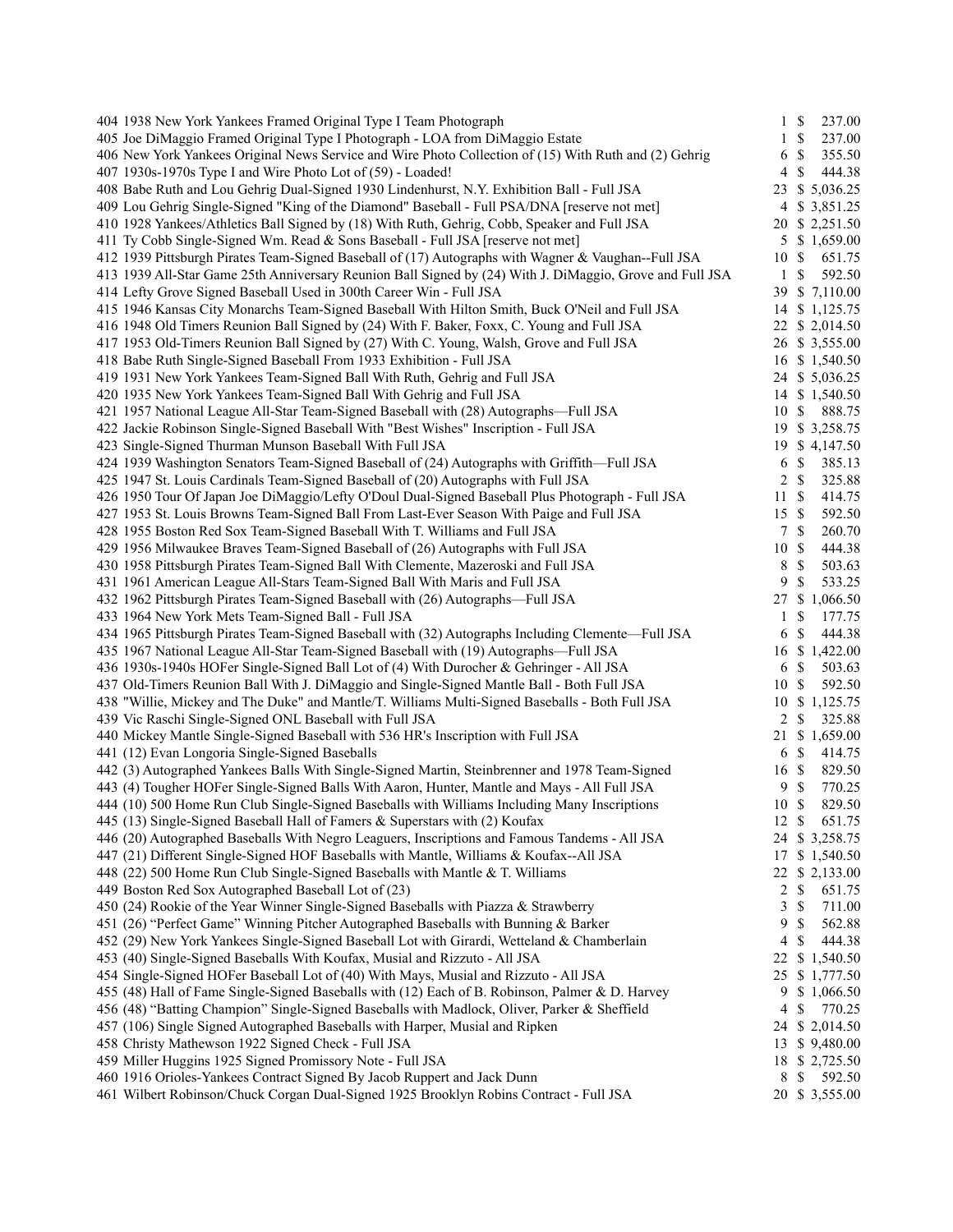| Lot | Description | Bids | Price |
|---|---|---|---|
| 404 | 1938 New York Yankees Framed Original Type I Team Photograph | 1 | $ 237.00 |
| 405 | Joe DiMaggio Framed Original Type I Photograph - LOA from DiMaggio Estate | 1 | $ 237.00 |
| 406 | New York Yankees Original News Service and Wire Photo Collection of (15) With Ruth and (2) Gehrig | 6 | $ 355.50 |
| 407 | 1930s-1970s Type I and Wire Photo Lot of (59) - Loaded! | 4 | $ 444.38 |
| 408 | Babe Ruth and Lou Gehrig Dual-Signed 1930 Lindenhurst, N.Y. Exhibition Ball - Full JSA | 23 | $ 5,036.25 |
| 409 | Lou Gehrig Single-Signed "King of the Diamond" Baseball - Full PSA/DNA [reserve not met] | 4 | $ 3,851.25 |
| 410 | 1928 Yankees/Athletics Ball Signed by (18) With Ruth, Gehrig, Cobb, Speaker and Full JSA | 20 | $ 2,251.50 |
| 411 | Ty Cobb Single-Signed Wm. Read & Sons Baseball - Full JSA [reserve not met] | 5 | $ 1,659.00 |
| 412 | 1939 Pittsburgh Pirates Team-Signed Baseball of (17) Autographs with Wagner & Vaughan--Full JSA | 10 | $ 651.75 |
| 413 | 1939 All-Star Game 25th Anniversary Reunion Ball Signed by (24) With J. DiMaggio, Grove and Full JSA | 1 | $ 592.50 |
| 414 | Lefty Grove Signed Baseball Used in 300th Career Win - Full JSA | 39 | $ 7,110.00 |
| 415 | 1946 Kansas City Monarchs Team-Signed Baseball With Hilton Smith, Buck O'Neil and Full JSA | 14 | $ 1,125.75 |
| 416 | 1948 Old Timers Reunion Ball Signed by (24) With F. Baker, Foxx, C. Young and Full JSA | 22 | $ 2,014.50 |
| 417 | 1953 Old-Timers Reunion Ball Signed by (27) With C. Young, Walsh, Grove and Full JSA | 26 | $ 3,555.00 |
| 418 | Babe Ruth Single-Signed Baseball From 1933 Exhibition - Full JSA | 16 | $ 1,540.50 |
| 419 | 1931 New York Yankees Team-Signed Ball With Ruth, Gehrig and Full JSA | 24 | $ 5,036.25 |
| 420 | 1935 New York Yankees Team-Signed Ball With Gehrig and Full JSA | 14 | $ 1,540.50 |
| 421 | 1957 National League All-Star Team-Signed Baseball with (28) Autographs—Full JSA | 10 | $ 888.75 |
| 422 | Jackie Robinson Single-Signed Baseball With "Best Wishes" Inscription - Full JSA | 19 | $ 3,258.75 |
| 423 | Single-Signed Thurman Munson Baseball With Full JSA | 19 | $ 4,147.50 |
| 424 | 1939 Washington Senators Team-Signed Baseball of (24) Autographs with Griffith—Full JSA | 6 | $ 385.13 |
| 425 | 1947 St. Louis Cardinals Team-Signed Baseball of (20) Autographs with Full JSA | 2 | $ 325.88 |
| 426 | 1950 Tour Of Japan Joe DiMaggio/Lefty O'Doul Dual-Signed Baseball Plus Photograph - Full JSA | 11 | $ 414.75 |
| 427 | 1953 St. Louis Browns Team-Signed Ball From Last-Ever Season With Paige and Full JSA | 15 | $ 592.50 |
| 428 | 1955 Boston Red Sox Team-Signed Baseball With T. Williams and Full JSA | 7 | $ 260.70 |
| 429 | 1956 Milwaukee Braves Team-Signed Baseball of (26) Autographs with Full JSA | 10 | $ 444.38 |
| 430 | 1958 Pittsburgh Pirates Team-Signed Ball With Clemente, Mazeroski and Full JSA | 8 | $ 503.63 |
| 431 | 1961 American League All-Stars Team-Signed Ball With Maris and Full JSA | 9 | $ 533.25 |
| 432 | 1962 Pittsburgh Pirates Team-Signed Baseball with (26) Autographs—Full JSA | 27 | $ 1,066.50 |
| 433 | 1964 New York Mets Team-Signed Ball - Full JSA | 1 | $ 177.75 |
| 434 | 1965 Pittsburgh Pirates Team-Signed Baseball with (32) Autographs Including Clemente—Full JSA | 6 | $ 444.38 |
| 435 | 1967 National League All-Star Team-Signed Baseball with (19) Autographs—Full JSA | 16 | $ 1,422.00 |
| 436 | 1930s-1940s HOFer Single-Signed Ball Lot of (4) With Durocher & Gehringer - All JSA | 6 | $ 503.63 |
| 437 | Old-Timers Reunion Ball With J. DiMaggio and Single-Signed Mantle Ball - Both Full JSA | 10 | $ 592.50 |
| 438 | "Willie, Mickey and The Duke" and Mantle/T. Williams Multi-Signed Baseballs - Both Full JSA | 10 | $ 1,125.75 |
| 439 | Vic Raschi Single-Signed ONL Baseball with Full JSA | 2 | $ 325.88 |
| 440 | Mickey Mantle Single-Signed Baseball with 536 HR's Inscription with Full JSA | 21 | $ 1,659.00 |
| 441 | (12) Evan Longoria Single-Signed Baseballs | 6 | $ 414.75 |
| 442 | (3) Autographed Yankees Balls With Single-Signed Martin, Steinbrenner and 1978 Team-Signed | 16 | $ 829.50 |
| 443 | (4) Tougher HOFer Single-Signed Balls With Aaron, Hunter, Mantle and Mays - All Full JSA | 9 | $ 770.25 |
| 444 | (10) 500 Home Run Club Single-Signed Baseballs with Williams Including Many Inscriptions | 10 | $ 829.50 |
| 445 | (13) Single-Signed Baseball Hall of Famers & Superstars with (2) Koufax | 12 | $ 651.75 |
| 446 | (20) Autographed Baseballs With Negro Leaguers, Inscriptions and Famous Tandems - All JSA | 24 | $ 3,258.75 |
| 447 | (21) Different Single-Signed HOF Baseballs with Mantle, Williams & Koufax--All JSA | 17 | $ 1,540.50 |
| 448 | (22) 500 Home Run Club Single-Signed Baseballs with Mantle & T. Williams | 22 | $ 2,133.00 |
| 449 | Boston Red Sox Autographed Baseball Lot of (23) | 2 | $ 651.75 |
| 450 | (24) Rookie of the Year Winner Single-Signed Baseballs with Piazza & Strawberry | 3 | $ 711.00 |
| 451 | (26) "Perfect Game" Winning Pitcher Autographed Baseballs with Bunning & Barker | 9 | $ 562.88 |
| 452 | (29) New York Yankees Single-Signed Baseball Lot with Girardi, Wetteland & Chamberlain | 4 | $ 444.38 |
| 453 | (40) Single-Signed Baseballs With Koufax, Musial and Rizzuto - All JSA | 22 | $ 1,540.50 |
| 454 | Single-Signed HOFer Baseball Lot of (40) With Mays, Musial and Rizzuto - All JSA | 25 | $ 1,777.50 |
| 455 | (48) Hall of Fame Single-Signed Baseballs with (12) Each of B. Robinson, Palmer & D. Harvey | 9 | $ 1,066.50 |
| 456 | (48) "Batting Champion" Single-Signed Baseballs with Madlock, Oliver, Parker & Sheffield | 4 | $ 770.25 |
| 457 | (106) Single Signed Autographed Baseballs with Harper, Musial and Ripken | 24 | $ 2,014.50 |
| 458 | Christy Mathewson 1922 Signed Check - Full JSA | 13 | $ 9,480.00 |
| 459 | Miller Huggins 1925 Signed Promissory Note - Full JSA | 18 | $ 2,725.50 |
| 460 | 1916 Orioles-Yankees Contract Signed By Jacob Ruppert and Jack Dunn | 8 | $ 592.50 |
| 461 | Wilbert Robinson/Chuck Corgan Dual-Signed 1925 Brooklyn Robins Contract - Full JSA | 20 | $ 3,555.00 |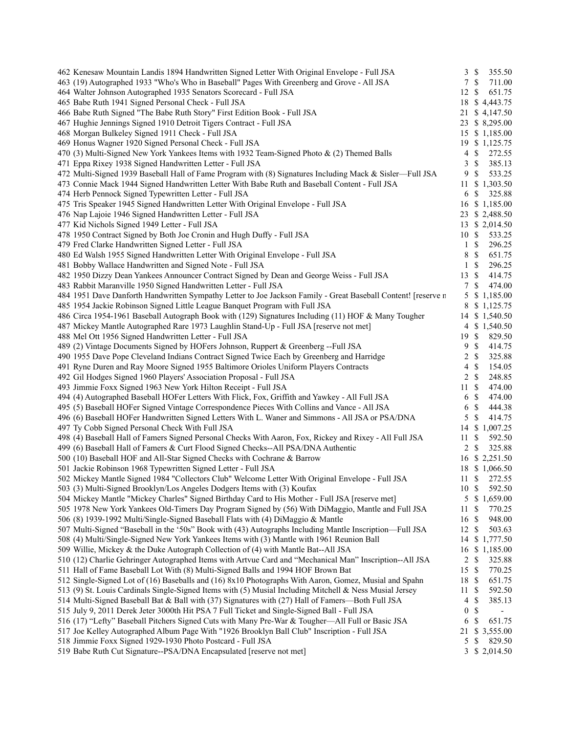| Lot | Description | Bids | Price |
|---|---|---|---|
| 462 | Kenesaw Mountain Landis 1894 Handwritten Signed Letter With Original Envelope - Full JSA | 3 | $ 355.50 |
| 463 | (19) Autographed 1933 "Who's Who in Baseball" Pages With Greenberg and Grove - All JSA | 7 | $ 711.00 |
| 464 | Walter Johnson Autographed 1935 Senators Scorecard - Full JSA | 12 | $ 651.75 |
| 465 | Babe Ruth 1941 Signed Personal Check - Full JSA | 18 | $ 4,443.75 |
| 466 | Babe Ruth Signed "The Babe Ruth Story" First Edition Book - Full JSA | 21 | $ 4,147.50 |
| 467 | Hughie Jennings Signed 1910 Detroit Tigers Contract - Full JSA | 23 | $ 8,295.00 |
| 468 | Morgan Bulkeley Signed 1911 Check - Full JSA | 15 | $ 1,185.00 |
| 469 | Honus Wagner 1920 Signed Personal Check - Full JSA | 19 | $ 1,125.75 |
| 470 | (3) Multi-Signed New York Yankees Items with 1932 Team-Signed Photo & (2) Themed Balls | 4 | $ 272.55 |
| 471 | Eppa Rixey 1938 Signed Handwritten Letter - Full JSA | 3 | $ 385.13 |
| 472 | Multi-Signed 1939 Baseball Hall of Fame Program with (8) Signatures Including Mack & Sisler—Full JSA | 9 | $ 533.25 |
| 473 | Connie Mack 1944 Signed Handwritten Letter With Babe Ruth and Baseball Content - Full JSA | 11 | $ 1,303.50 |
| 474 | Herb Pennock Signed Typewritten Letter - Full JSA | 6 | $ 325.88 |
| 475 | Tris Speaker 1945 Signed Handwritten Letter With Original Envelope - Full JSA | 16 | $ 1,185.00 |
| 476 | Nap Lajoie 1946 Signed Handwritten Letter - Full JSA | 23 | $ 2,488.50 |
| 477 | Kid Nichols Signed 1949 Letter - Full JSA | 13 | $ 2,014.50 |
| 478 | 1950 Contract Signed by Both Joe Cronin and Hugh Duffy - Full JSA | 10 | $ 533.25 |
| 479 | Fred Clarke Handwritten Signed Letter - Full JSA | 1 | $ 296.25 |
| 480 | Ed Walsh 1955 Signed Handwritten Letter With Original Envelope - Full JSA | 8 | $ 651.75 |
| 481 | Bobby Wallace Handwritten and Signed Note - Full JSA | 1 | $ 296.25 |
| 482 | 1950 Dizzy Dean Yankees Announcer Contract Signed by Dean and George Weiss - Full JSA | 13 | $ 414.75 |
| 483 | Rabbit Maranville 1950 Signed Handwritten Letter - Full JSA | 7 | $ 474.00 |
| 484 | 1951 Dave Danforth Handwritten Sympathy Letter to Joe Jackson Family - Great Baseball Content! [reserve n | 5 | $ 1,185.00 |
| 485 | 1954 Jackie Robinson Signed Little League Banquet Program with Full JSA | 8 | $ 1,125.75 |
| 486 | Circa 1954-1961 Baseball Autograph Book with (129) Signatures Including (11) HOF & Many Tougher | 14 | $ 1,540.50 |
| 487 | Mickey Mantle Autographed Rare 1973 Laughlin Stand-Up - Full JSA [reserve not met] | 4 | $ 1,540.50 |
| 488 | Mel Ott 1956 Signed Handwritten Letter - Full JSA | 19 | $ 829.50 |
| 489 | (2) Vintage Documents Signed by HOFers Johnson, Ruppert & Greenberg --Full JSA | 9 | $ 414.75 |
| 490 | 1955 Dave Pope Cleveland Indians Contract Signed Twice Each by Greenberg and Harridge | 2 | $ 325.88 |
| 491 | Ryne Duren and Ray Moore Signed 1955 Baltimore Orioles Uniform Players Contracts | 4 | $ 154.05 |
| 492 | Gil Hodges Signed 1960 Players' Association Proposal - Full JSA | 2 | $ 248.85 |
| 493 | Jimmie Foxx Signed 1963 New York Hilton Receipt - Full JSA | 11 | $ 474.00 |
| 494 | (4) Autographed Baseball HOFer Letters With Flick, Fox, Griffith and Yawkey - All Full JSA | 6 | $ 474.00 |
| 495 | (5) Baseball HOFer Signed Vintage Correspondence Pieces With Collins and Vance - All JSA | 6 | $ 444.38 |
| 496 | (6) Baseball HOFer Handwritten Signed Letters With L. Waner and Simmons - All JSA or PSA/DNA | 5 | $ 414.75 |
| 497 | Ty Cobb Signed Personal Check With Full JSA | 14 | $ 1,007.25 |
| 498 | (4) Baseball Hall of Famers Signed Personal Checks With Aaron, Fox, Rickey and Rixey - All Full JSA | 11 | $ 592.50 |
| 499 | (6) Baseball Hall of Famers & Curt Flood Signed Checks--All PSA/DNA Authentic | 2 | $ 325.88 |
| 500 | (10) Baseball HOF and All-Star Signed Checks with Cochrane & Barrow | 16 | $ 2,251.50 |
| 501 | Jackie Robinson 1968 Typewritten Signed Letter - Full JSA | 18 | $ 1,066.50 |
| 502 | Mickey Mantle Signed 1984 "Collectors Club" Welcome Letter With Original Envelope - Full JSA | 11 | $ 272.55 |
| 503 | (3) Multi-Signed Brooklyn/Los Angeles Dodgers Items with (3) Koufax | 10 | $ 592.50 |
| 504 | Mickey Mantle "Mickey Charles" Signed Birthday Card to His Mother - Full JSA [reserve met] | 5 | $ 1,659.00 |
| 505 | 1978 New York Yankees Old-Timers Day Program Signed by (56) With DiMaggio, Mantle and Full JSA | 11 | $ 770.25 |
| 506 | (8) 1939-1992 Multi/Single-Signed Baseball Flats with (4) DiMaggio & Mantle | 16 | $ 948.00 |
| 507 | Multi-Signed "Baseball in the '50s" Book with (43) Autographs Including Mantle Inscription—Full JSA | 12 | $ 503.63 |
| 508 | (4) Multi/Single-Signed New York Yankees Items with (3) Mantle with 1961 Reunion Ball | 14 | $ 1,777.50 |
| 509 | Willie, Mickey & the Duke Autograph Collection of (4) with Mantle Bat--All JSA | 16 | $ 1,185.00 |
| 510 | (12) Charlie Gehringer Autographed Items with Artvue Card and "Mechanical Man" Inscription--All JSA | 2 | $ 325.88 |
| 511 | Hall of Fame Baseball Lot With (8) Multi-Signed Balls and 1994 HOF Brown Bat | 15 | $ 770.25 |
| 512 | Single-Signed Lot of (16) Baseballs and (16) 8x10 Photographs With Aaron, Gomez, Musial and Spahn | 18 | $ 651.75 |
| 513 | (9) St. Louis Cardinals Single-Signed Items with (5) Musial Including Mitchell & Ness Musial Jersey | 11 | $ 592.50 |
| 514 | Multi-Signed Baseball Bat & Ball with (37) Signatures with (27) Hall of Famers—Both Full JSA | 4 | $ 385.13 |
| 515 | July 9, 2011 Derek Jeter 3000th Hit PSA 7 Full Ticket and Single-Signed Ball - Full JSA | 0 | $ - |
| 516 | (17) "Lefty" Baseball Pitchers Signed Cuts with Many Pre-War & Tougher—All Full or Basic JSA | 6 | $ 651.75 |
| 517 | Joe Kelley Autographed Album Page With "1926 Brooklyn Ball Club" Inscription - Full JSA | 21 | $ 3,555.00 |
| 518 | Jimmie Foxx Signed 1929-1930 Photo Postcard - Full JSA | 5 | $ 829.50 |
| 519 | Babe Ruth Cut Signature--PSA/DNA Encapsulated [reserve not met] | 3 | $ 2,014.50 |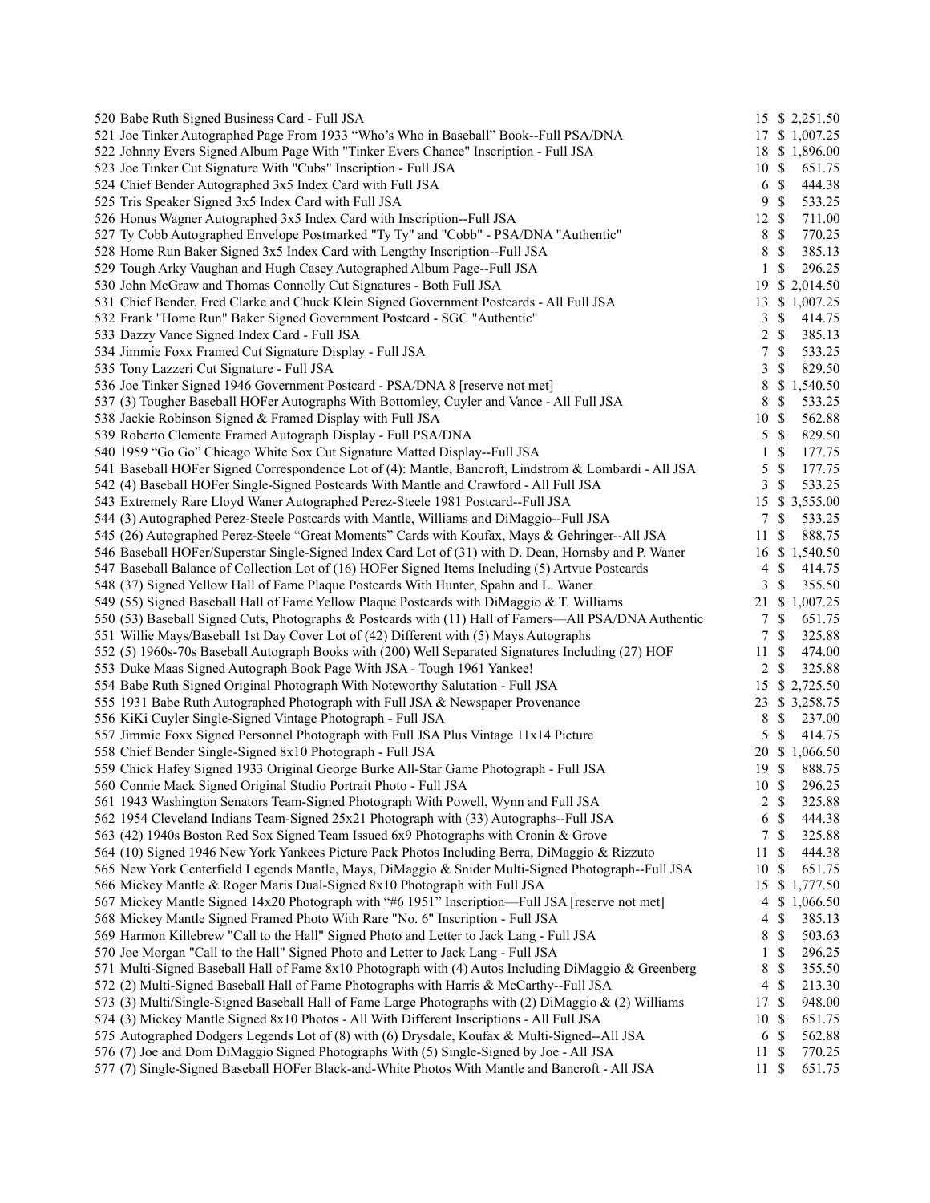| Lot | Description | Bids | Price |
|---|---|---|---|
| 520 | Babe Ruth Signed Business Card - Full JSA | 15 | $ 2,251.50 |
| 521 | Joe Tinker Autographed Page From 1933 "Who's Who in Baseball" Book--Full PSA/DNA | 17 | $ 1,007.25 |
| 522 | Johnny Evers Signed Album Page With "Tinker Evers Chance" Inscription - Full JSA | 18 | $ 1,896.00 |
| 523 | Joe Tinker Cut Signature With "Cubs" Inscription - Full JSA | 10 | $ 651.75 |
| 524 | Chief Bender Autographed 3x5 Index Card with Full JSA | 6 | $ 444.38 |
| 525 | Tris Speaker Signed 3x5 Index Card with Full JSA | 9 | $ 533.25 |
| 526 | Honus Wagner Autographed 3x5 Index Card with Inscription--Full JSA | 12 | $ 711.00 |
| 527 | Ty Cobb Autographed Envelope Postmarked "Ty Ty" and "Cobb" - PSA/DNA "Authentic" | 8 | $ 770.25 |
| 528 | Home Run Baker Signed 3x5 Index Card with Lengthy Inscription--Full JSA | 8 | $ 385.13 |
| 529 | Tough Arky Vaughan and Hugh Casey Autographed Album Page--Full JSA | 1 | $ 296.25 |
| 530 | John McGraw and Thomas Connolly Cut Signatures - Both Full JSA | 19 | $ 2,014.50 |
| 531 | Chief Bender, Fred Clarke and Chuck Klein Signed Government Postcards - All Full JSA | 13 | $ 1,007.25 |
| 532 | Frank "Home Run" Baker Signed Government Postcard - SGC "Authentic" | 3 | $ 414.75 |
| 533 | Dazzy Vance Signed Index Card - Full JSA | 2 | $ 385.13 |
| 534 | Jimmie Foxx Framed Cut Signature Display - Full JSA | 7 | $ 533.25 |
| 535 | Tony Lazzeri Cut Signature - Full JSA | 3 | $ 829.50 |
| 536 | Joe Tinker Signed 1946 Government Postcard - PSA/DNA 8 [reserve not met] | 8 | $ 1,540.50 |
| 537 | (3) Tougher Baseball HOFer Autographs With Bottomley, Cuyler and Vance - All Full JSA | 8 | $ 533.25 |
| 538 | Jackie Robinson Signed & Framed Display with Full JSA | 10 | $ 562.88 |
| 539 | Roberto Clemente Framed Autograph Display - Full PSA/DNA | 5 | $ 829.50 |
| 540 | 1959 "Go Go" Chicago White Sox Cut Signature Matted Display--Full JSA | 1 | $ 177.75 |
| 541 | Baseball HOFer Signed Correspondence Lot of (4): Mantle, Bancroft, Lindstrom & Lombardi - All JSA | 5 | $ 177.75 |
| 542 | (4) Baseball HOFer Single-Signed Postcards With Mantle and Crawford - All Full JSA | 3 | $ 533.25 |
| 543 | Extremely Rare Lloyd Waner Autographed Perez-Steele 1981 Postcard--Full JSA | 15 | $ 3,555.00 |
| 544 | (3) Autographed Perez-Steele Postcards with Mantle, Williams and DiMaggio--Full JSA | 7 | $ 533.25 |
| 545 | (26) Autographed Perez-Steele "Great Moments" Cards with Koufax, Mays & Gehringer--All JSA | 11 | $ 888.75 |
| 546 | Baseball HOFer/Superstar Single-Signed Index Card Lot of (31) with D. Dean, Hornsby and P. Waner | 16 | $ 1,540.50 |
| 547 | Baseball Balance of Collection Lot of (16) HOFer Signed Items Including (5) Artvue Postcards | 4 | $ 414.75 |
| 548 | (37) Signed Yellow Hall of Fame Plaque Postcards With Hunter, Spahn and L. Waner | 3 | $ 355.50 |
| 549 | (55) Signed Baseball Hall of Fame Yellow Plaque Postcards with DiMaggio & T. Williams | 21 | $ 1,007.25 |
| 550 | (53) Baseball Signed Cuts, Photographs & Postcards with (11) Hall of Famers—All PSA/DNA Authentic | 7 | $ 651.75 |
| 551 | Willie Mays/Baseball 1st Day Cover Lot of (42) Different with (5) Mays Autographs | 7 | $ 325.88 |
| 552 | (5) 1960s-70s Baseball Autograph Books with (200) Well Separated Signatures Including (27) HOF | 11 | $ 474.00 |
| 553 | Duke Maas Signed Autograph Book Page With JSA - Tough 1961 Yankee! | 2 | $ 325.88 |
| 554 | Babe Ruth Signed Original Photograph With Noteworthy Salutation - Full JSA | 15 | $ 2,725.50 |
| 555 | 1931 Babe Ruth Autographed Photograph with Full JSA & Newspaper Provenance | 23 | $ 3,258.75 |
| 556 | KiKi Cuyler Single-Signed Vintage Photograph - Full JSA | 8 | $ 237.00 |
| 557 | Jimmie Foxx Signed Personnel Photograph with Full JSA Plus Vintage 11x14 Picture | 5 | $ 414.75 |
| 558 | Chief Bender Single-Signed 8x10 Photograph - Full JSA | 20 | $ 1,066.50 |
| 559 | Chick Hafey Signed 1933 Original George Burke All-Star Game Photograph - Full JSA | 19 | $ 888.75 |
| 560 | Connie Mack Signed Original Studio Portrait Photo - Full JSA | 10 | $ 296.25 |
| 561 | 1943 Washington Senators Team-Signed Photograph With Powell, Wynn and Full JSA | 2 | $ 325.88 |
| 562 | 1954 Cleveland Indians Team-Signed 25x21 Photograph with (33) Autographs--Full JSA | 6 | $ 444.38 |
| 563 | (42) 1940s Boston Red Sox Signed Team Issued 6x9 Photographs with Cronin & Grove | 7 | $ 325.88 |
| 564 | (10) Signed 1946 New York Yankees Picture Pack Photos Including Berra, DiMaggio & Rizzuto | 11 | $ 444.38 |
| 565 | New York Centerfield Legends Mantle, Mays, DiMaggio & Snider Multi-Signed Photograph--Full JSA | 10 | $ 651.75 |
| 566 | Mickey Mantle & Roger Maris Dual-Signed 8x10 Photograph with Full JSA | 15 | $ 1,777.50 |
| 567 | Mickey Mantle Signed 14x20 Photograph with "#6 1951" Inscription—Full JSA [reserve not met] | 4 | $ 1,066.50 |
| 568 | Mickey Mantle Signed Framed Photo With Rare "No. 6" Inscription - Full JSA | 4 | $ 385.13 |
| 569 | Harmon Killebrew "Call to the Hall" Signed Photo and Letter to Jack Lang - Full JSA | 8 | $ 503.63 |
| 570 | Joe Morgan "Call to the Hall" Signed Photo and Letter to Jack Lang - Full JSA | 1 | $ 296.25 |
| 571 | Multi-Signed Baseball Hall of Fame 8x10 Photograph with (4) Autos Including DiMaggio & Greenberg | 8 | $ 355.50 |
| 572 | (2) Multi-Signed Baseball Hall of Fame Photographs with Harris & McCarthy--Full JSA | 4 | $ 213.30 |
| 573 | (3) Multi/Single-Signed Baseball Hall of Fame Large Photographs with (2) DiMaggio & (2) Williams | 17 | $ 948.00 |
| 574 | (3) Mickey Mantle Signed 8x10 Photos - All With Different Inscriptions - All Full JSA | 10 | $ 651.75 |
| 575 | Autographed Dodgers Legends Lot of (8) with (6) Drysdale, Koufax & Multi-Signed--All JSA | 6 | $ 562.88 |
| 576 | (7) Joe and Dom DiMaggio Signed Photographs With (5) Single-Signed by Joe - All JSA | 11 | $ 770.25 |
| 577 | (7) Single-Signed Baseball HOFer Black-and-White Photos With Mantle and Bancroft - All JSA | 11 | $ 651.75 |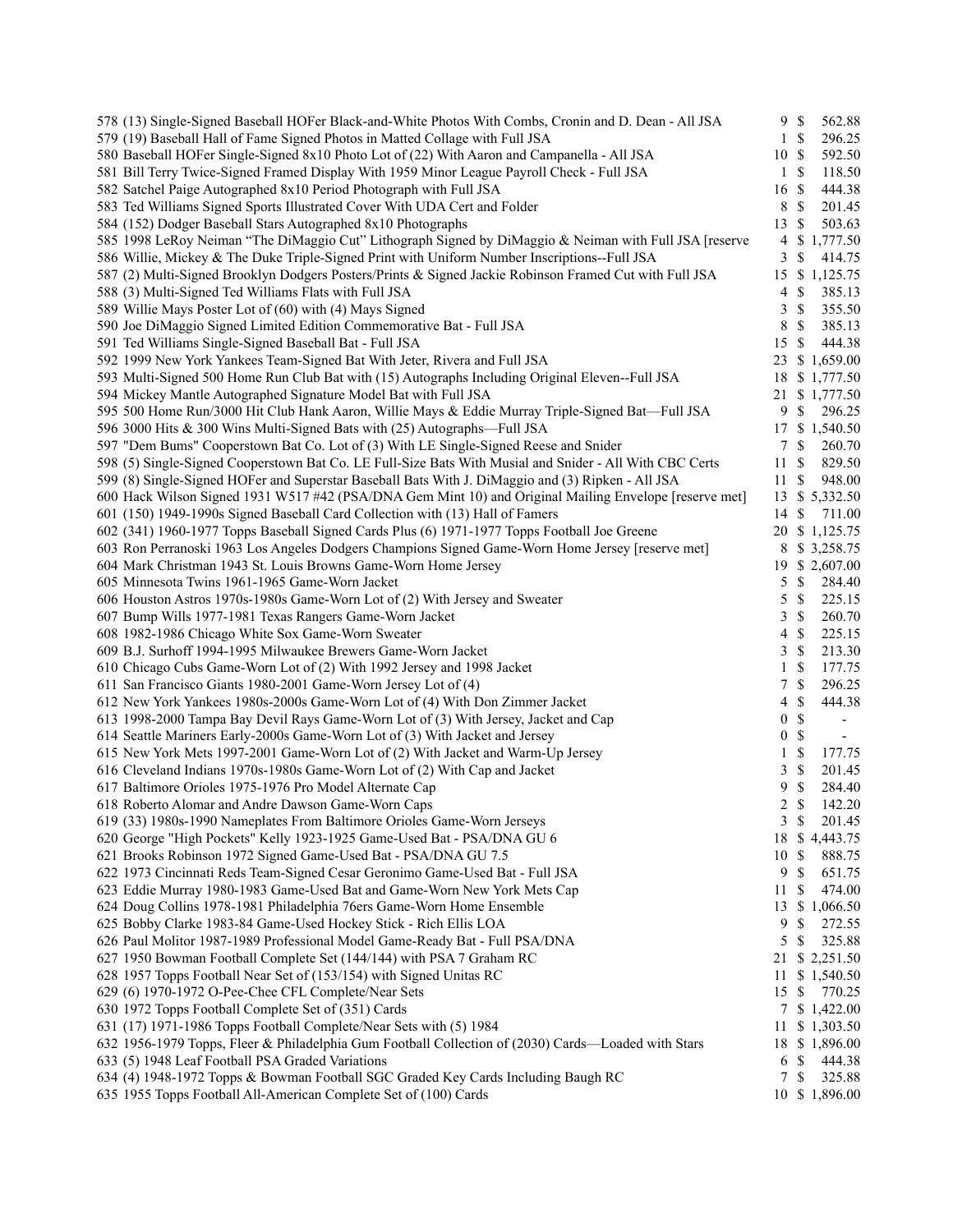| Lot | Description | Bids | Price |
|---|---|---|---|
| 578 | (13) Single-Signed Baseball HOFer Black-and-White Photos With Combs, Cronin and D. Dean - All JSA | 9 | $ 562.88 |
| 579 | (19) Baseball Hall of Fame Signed Photos in Matted Collage with Full JSA | 1 | $ 296.25 |
| 580 | Baseball HOFer Single-Signed 8x10 Photo Lot of (22) With Aaron and Campanella - All JSA | 10 | $ 592.50 |
| 581 | Bill Terry Twice-Signed Framed Display With 1959 Minor League Payroll Check - Full JSA | 1 | $ 118.50 |
| 582 | Satchel Paige Autographed 8x10 Period Photograph with Full JSA | 16 | $ 444.38 |
| 583 | Ted Williams Signed Sports Illustrated Cover With UDA Cert and Folder | 8 | $ 201.45 |
| 584 | (152) Dodger Baseball Stars Autographed 8x10 Photographs | 13 | $ 503.63 |
| 585 | 1998 LeRoy Neiman "The DiMaggio Cut" Lithograph Signed by DiMaggio & Neiman with Full JSA [reserve | 4 | $ 1,777.50 |
| 586 | Willie, Mickey & The Duke Triple-Signed Print with Uniform Number Inscriptions--Full JSA | 3 | $ 414.75 |
| 587 | (2) Multi-Signed Brooklyn Dodgers Posters/Prints & Signed Jackie Robinson Framed Cut with Full JSA | 15 | $ 1,125.75 |
| 588 | (3) Multi-Signed Ted Williams Flats with Full JSA | 4 | $ 385.13 |
| 589 | Willie Mays Poster Lot of (60) with (4) Mays Signed | 3 | $ 355.50 |
| 590 | Joe DiMaggio Signed Limited Edition Commemorative Bat - Full JSA | 8 | $ 385.13 |
| 591 | Ted Williams Single-Signed Baseball Bat - Full JSA | 15 | $ 444.38 |
| 592 | 1999 New York Yankees Team-Signed Bat With Jeter, Rivera and Full JSA | 23 | $ 1,659.00 |
| 593 | Multi-Signed 500 Home Run Club Bat with (15) Autographs Including Original Eleven--Full JSA | 18 | $ 1,777.50 |
| 594 | Mickey Mantle Autographed Signature Model Bat with Full JSA | 21 | $ 1,777.50 |
| 595 | 500 Home Run/3000 Hit Club Hank Aaron, Willie Mays & Eddie Murray Triple-Signed Bat—Full JSA | 9 | $ 296.25 |
| 596 | 3000 Hits & 300 Wins Multi-Signed Bats with (25) Autographs—Full JSA | 17 | $ 1,540.50 |
| 597 | "Dem Bums" Cooperstown Bat Co. Lot of (3) With LE Single-Signed Reese and Snider | 7 | $ 260.70 |
| 598 | (5) Single-Signed Cooperstown Bat Co. LE Full-Size Bats With Musial and Snider - All With CBC Certs | 11 | $ 829.50 |
| 599 | (8) Single-Signed HOFer and Superstar Baseball Bats With J. DiMaggio and (3) Ripken - All JSA | 11 | $ 948.00 |
| 600 | Hack Wilson Signed 1931 W517 #42 (PSA/DNA Gem Mint 10) and Original Mailing Envelope [reserve met] | 13 | $ 5,332.50 |
| 601 | (150) 1949-1990s Signed Baseball Card Collection with (13) Hall of Famers | 14 | $ 711.00 |
| 602 | (341) 1960-1977 Topps Baseball Signed Cards Plus (6) 1971-1977 Topps Football Joe Greene | 20 | $ 1,125.75 |
| 603 | Ron Perranoski 1963 Los Angeles Dodgers Champions Signed Game-Worn Home Jersey [reserve met] | 8 | $ 3,258.75 |
| 604 | Mark Christman 1943 St. Louis Browns Game-Worn Home Jersey | 19 | $ 2,607.00 |
| 605 | Minnesota Twins 1961-1965 Game-Worn Jacket | 5 | $ 284.40 |
| 606 | Houston Astros 1970s-1980s Game-Worn Lot of (2) With Jersey and Sweater | 5 | $ 225.15 |
| 607 | Bump Wills 1977-1981 Texas Rangers Game-Worn Jacket | 3 | $ 260.70 |
| 608 | 1982-1986 Chicago White Sox Game-Worn Sweater | 4 | $ 225.15 |
| 609 | B.J. Surhoff 1994-1995 Milwaukee Brewers Game-Worn Jacket | 3 | $ 213.30 |
| 610 | Chicago Cubs Game-Worn Lot of (2) With 1992 Jersey and 1998 Jacket | 1 | $ 177.75 |
| 611 | San Francisco Giants 1980-2001 Game-Worn Jersey Lot of (4) | 7 | $ 296.25 |
| 612 | New York Yankees 1980s-2000s Game-Worn Lot of (4) With Don Zimmer Jacket | 4 | $ 444.38 |
| 613 | 1998-2000 Tampa Bay Devil Rays Game-Worn Lot of (3) With Jersey, Jacket and Cap | 0 | $ - |
| 614 | Seattle Mariners Early-2000s Game-Worn Lot of (3) With Jacket and Jersey | 0 | $ - |
| 615 | New York Mets 1997-2001 Game-Worn Lot of (2) With Jacket and Warm-Up Jersey | 1 | $ 177.75 |
| 616 | Cleveland Indians 1970s-1980s Game-Worn Lot of (2) With Cap and Jacket | 3 | $ 201.45 |
| 617 | Baltimore Orioles 1975-1976 Pro Model Alternate Cap | 9 | $ 284.40 |
| 618 | Roberto Alomar and Andre Dawson Game-Worn Caps | 2 | $ 142.20 |
| 619 | (33) 1980s-1990 Nameplates From Baltimore Orioles Game-Worn Jerseys | 3 | $ 201.45 |
| 620 | George "High Pockets" Kelly 1923-1925 Game-Used Bat - PSA/DNA GU 6 | 18 | $ 4,443.75 |
| 621 | Brooks Robinson 1972 Signed Game-Used Bat - PSA/DNA GU 7.5 | 10 | $ 888.75 |
| 622 | 1973 Cincinnati Reds Team-Signed Cesar Geronimo Game-Used Bat - Full JSA | 9 | $ 651.75 |
| 623 | Eddie Murray 1980-1983 Game-Used Bat and Game-Worn New York Mets Cap | 11 | $ 474.00 |
| 624 | Doug Collins 1978-1981 Philadelphia 76ers Game-Worn Home Ensemble | 13 | $ 1,066.50 |
| 625 | Bobby Clarke 1983-84 Game-Used Hockey Stick - Rich Ellis LOA | 9 | $ 272.55 |
| 626 | Paul Molitor 1987-1989 Professional Model Game-Ready Bat - Full PSA/DNA | 5 | $ 325.88 |
| 627 | 1950 Bowman Football Complete Set (144/144) with PSA 7 Graham RC | 21 | $ 2,251.50 |
| 628 | 1957 Topps Football Near Set of (153/154) with Signed Unitas RC | 11 | $ 1,540.50 |
| 629 | (6) 1970-1972 O-Pee-Chee CFL Complete/Near Sets | 15 | $ 770.25 |
| 630 | 1972 Topps Football Complete Set of (351) Cards | 7 | $ 1,422.00 |
| 631 | (17) 1971-1986 Topps Football Complete/Near Sets with (5) 1984 | 11 | $ 1,303.50 |
| 632 | 1956-1979 Topps, Fleer & Philadelphia Gum Football Collection of (2030) Cards—Loaded with Stars | 18 | $ 1,896.00 |
| 633 | (5) 1948 Leaf Football PSA Graded Variations | 6 | $ 444.38 |
| 634 | (4) 1948-1972 Topps & Bowman Football SGC Graded Key Cards Including Baugh RC | 7 | $ 325.88 |
| 635 | 1955 Topps Football All-American Complete Set of (100) Cards | 10 | $ 1,896.00 |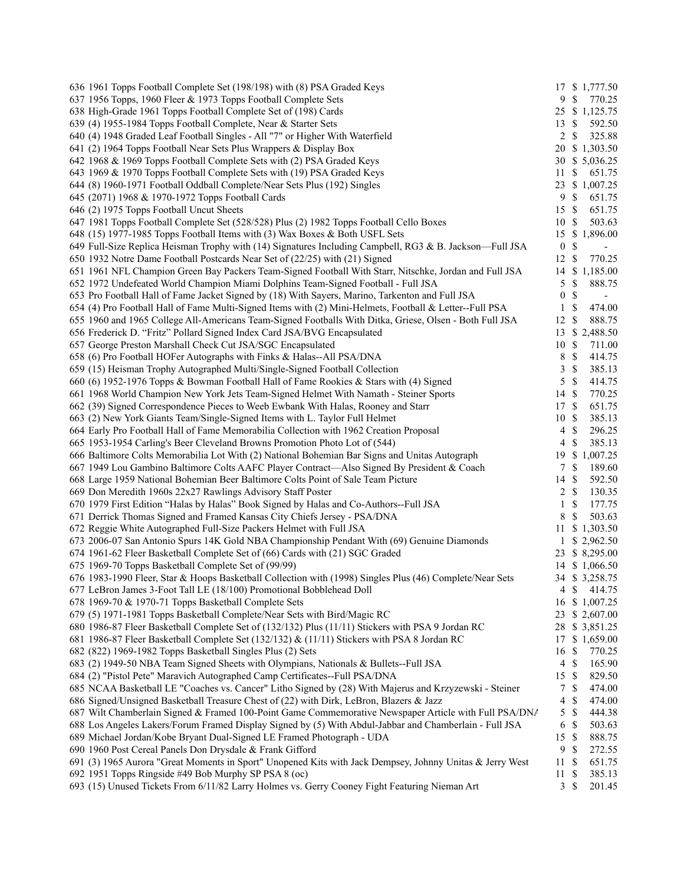| Lot | Description | Bids | Price |
|---|---|---|---|
| 636 | 1961 Topps Football Complete Set (198/198) with (8) PSA Graded Keys | 17 | $ 1,777.50 |
| 637 | 1956 Topps, 1960 Fleer & 1973 Topps Football Complete Sets | 9 | $ 770.25 |
| 638 | High-Grade 1961 Topps Football Complete Set of (198) Cards | 25 | $ 1,125.75 |
| 639 | (4) 1955-1984 Topps Football Complete, Near & Starter Sets | 13 | $ 592.50 |
| 640 | (4) 1948 Graded Leaf Football Singles - All "7" or Higher With Waterfield | 2 | $ 325.88 |
| 641 | (2) 1964 Topps Football Near Sets Plus Wrappers & Display Box | 20 | $ 1,303.50 |
| 642 | 1968 & 1969 Topps Football Complete Sets with (2) PSA Graded Keys | 30 | $ 5,036.25 |
| 643 | 1969 & 1970 Topps Football Complete Sets with (19) PSA Graded Keys | 11 | $ 651.75 |
| 644 | (8) 1960-1971 Football Oddball Complete/Near Sets Plus (192) Singles | 23 | $ 1,007.25 |
| 645 | (2071) 1968 & 1970-1972 Topps Football Cards | 9 | $ 651.75 |
| 646 | (2) 1975 Topps Football Uncut Sheets | 15 | $ 651.75 |
| 647 | 1981 Topps Football Complete Set (528/528) Plus (2) 1982 Topps Football Cello Boxes | 10 | $ 503.63 |
| 648 | (15) 1977-1985 Topps Football Items with (3) Wax Boxes & Both USFL Sets | 15 | $ 1,896.00 |
| 649 | Full-Size Replica Heisman Trophy with (14) Signatures Including Campbell, RG3 & B. Jackson—Full JSA | 0 | $ - |
| 650 | 1932 Notre Dame Football Postcards Near Set of (22/25) with (21) Signed | 12 | $ 770.25 |
| 651 | 1961 NFL Champion Green Bay Packers Team-Signed Football With Starr, Nitschke, Jordan and Full JSA | 14 | $ 1,185.00 |
| 652 | 1972 Undefeated World Champion Miami Dolphins Team-Signed Football - Full JSA | 5 | $ 888.75 |
| 653 | Pro Football Hall of Fame Jacket Signed by (18) With Sayers, Marino, Tarkenton and Full JSA | 0 | $ - |
| 654 | (4) Pro Football Hall of Fame Multi-Signed Items with (2) Mini-Helmets, Football & Letter--Full PSA | 1 | $ 474.00 |
| 655 | 1960 and 1965 College All-Americans Team-Signed Footballs With Ditka, Griese, Olsen - Both Full JSA | 12 | $ 888.75 |
| 656 | Frederick D. "Fritz" Pollard Signed Index Card JSA/BVG Encapsulated | 13 | $ 2,488.50 |
| 657 | George Preston Marshall Check Cut JSA/SGC Encapsulated | 10 | $ 711.00 |
| 658 | (6) Pro Football HOFer Autographs with Finks & Halas--All PSA/DNA | 8 | $ 414.75 |
| 659 | (15) Heisman Trophy Autographed Multi/Single-Signed Football Collection | 3 | $ 385.13 |
| 660 | (6) 1952-1976 Topps & Bowman Football Hall of Fame Rookies & Stars with (4) Signed | 5 | $ 414.75 |
| 661 | 1968 World Champion New York Jets Team-Signed Helmet With Namath - Steiner Sports | 14 | $ 770.25 |
| 662 | (39) Signed Correspondence Pieces to Weeb Ewbank With Halas, Rooney and Starr | 17 | $ 651.75 |
| 663 | (2) New York Giants Team/Single-Signed Items with L. Taylor Full Helmet | 10 | $ 385.13 |
| 664 | Early Pro Football Hall of Fame Memorabilia Collection with 1962 Creation Proposal | 4 | $ 296.25 |
| 665 | 1953-1954 Carling's Beer Cleveland Browns Promotion Photo Lot of (544) | 4 | $ 385.13 |
| 666 | Baltimore Colts Memorabilia Lot With (2) National Bohemian Bar Signs and Unitas Autograph | 19 | $ 1,007.25 |
| 667 | 1949 Lou Gambino Baltimore Colts AAFC Player Contract—Also Signed By President & Coach | 7 | $ 189.60 |
| 668 | Large 1959 National Bohemian Beer Baltimore Colts Point of Sale Team Picture | 14 | $ 592.50 |
| 669 | Don Meredith 1960s 22x27 Rawlings Advisory Staff Poster | 2 | $ 130.35 |
| 670 | 1979 First Edition "Halas by Halas" Book Signed by Halas and Co-Authors--Full JSA | 1 | $ 177.75 |
| 671 | Derrick Thomas Signed and Framed Kansas City Chiefs Jersey - PSA/DNA | 8 | $ 503.63 |
| 672 | Reggie White Autographed Full-Size Packers Helmet with Full JSA | 11 | $ 1,303.50 |
| 673 | 2006-07 San Antonio Spurs 14K Gold NBA Championship Pendant With (69) Genuine Diamonds | 1 | $ 2,962.50 |
| 674 | 1961-62 Fleer Basketball Complete Set of (66) Cards with (21) SGC Graded | 23 | $ 8,295.00 |
| 675 | 1969-70 Topps Basketball Complete Set of (99/99) | 14 | $ 1,066.50 |
| 676 | 1983-1990 Fleer, Star & Hoops Basketball Collection with (1998) Singles Plus (46) Complete/Near Sets | 34 | $ 3,258.75 |
| 677 | LeBron James 3-Foot Tall LE (18/100) Promotional Bobblehead Doll | 4 | $ 414.75 |
| 678 | 1969-70 & 1970-71 Topps Basketball Complete Sets | 16 | $ 1,007.25 |
| 679 | (5) 1971-1981 Topps Basketball Complete/Near Sets with Bird/Magic RC | 23 | $ 2,607.00 |
| 680 | 1986-87 Fleer Basketball Complete Set of (132/132) Plus (11/11) Stickers with PSA 9 Jordan RC | 28 | $ 3,851.25 |
| 681 | 1986-87 Fleer Basketball Complete Set (132/132) & (11/11) Stickers with PSA 8 Jordan RC | 17 | $ 1,659.00 |
| 682 | (822) 1969-1982 Topps Basketball Singles Plus (2) Sets | 16 | $ 770.25 |
| 683 | (2) 1949-50 NBA Team Signed Sheets with Olympians, Nationals & Bullets--Full JSA | 4 | $ 165.90 |
| 684 | (2) "Pistol Pete" Maravich Autographed Camp Certificates--Full PSA/DNA | 15 | $ 829.50 |
| 685 | NCAA Basketball LE "Coaches vs. Cancer" Litho Signed by (28) With Majerus and Krzyzewski - Steiner | 7 | $ 474.00 |
| 686 | Signed/Unsigned Basketball Treasure Chest of (22) with Dirk, LeBron, Blazers & Jazz | 4 | $ 474.00 |
| 687 | Wilt Chamberlain Signed & Framed 100-Point Game Commemorative Newspaper Article with Full PSA/DNA | 5 | $ 444.38 |
| 688 | Los Angeles Lakers/Forum Framed Display Signed by (5) With Abdul-Jabbar and Chamberlain - Full JSA | 6 | $ 503.63 |
| 689 | Michael Jordan/Kobe Bryant Dual-Signed LE Framed Photograph - UDA | 15 | $ 888.75 |
| 690 | 1960 Post Cereal Panels Don Drysdale & Frank Gifford | 9 | $ 272.55 |
| 691 | (3) 1965 Aurora "Great Moments in Sport" Unopened Kits with Jack Dempsey, Johnny Unitas & Jerry West | 11 | $ 651.75 |
| 692 | 1951 Topps Ringside #49 Bob Murphy SP PSA 8 (oc) | 11 | $ 385.13 |
| 693 | (15) Unused Tickets From 6/11/82 Larry Holmes vs. Gerry Cooney Fight Featuring Nieman Art | 3 | $ 201.45 |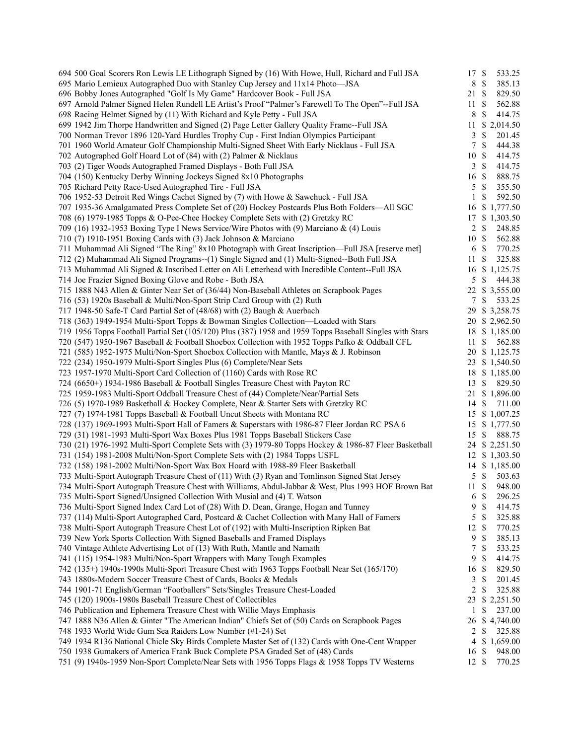| | | | |
|---|---|---|---|
| 694 | 500 Goal Scorers Ron Lewis LE Lithograph Signed by (16) With Howe, Hull, Richard and Full JSA | 17 | $ 533.25 |
| 695 | Mario Lemieux Autographed Duo with Stanley Cup Jersey and 11x14 Photo—JSA | 8 | $ 385.13 |
| 696 | Bobby Jones Autographed "Golf Is My Game" Hardcover Book - Full JSA | 21 | $ 829.50 |
| 697 | Arnold Palmer Signed Helen Rundell LE Artist's Proof "Palmer's Farewell To The Open"--Full JSA | 11 | $ 562.88 |
| 698 | Racing Helmet Signed by (11) With Richard and Kyle Petty - Full JSA | 8 | $ 414.75 |
| 699 | 1942 Jim Thorpe Handwritten and Signed (2) Page Letter Gallery Quality Frame--Full JSA | 11 | $ 2,014.50 |
| 700 | Norman Trevor 1896 120-Yard Hurdles Trophy Cup - First Indian Olympics Participant | 3 | $ 201.45 |
| 701 | 1960 World Amateur Golf Championship Multi-Signed Sheet With Early Nicklaus - Full JSA | 7 | $ 444.38 |
| 702 | Autographed Golf Hoard Lot of (84) with (2) Palmer & Nicklaus | 10 | $ 414.75 |
| 703 | (2) Tiger Woods Autographed Framed Displays - Both Full JSA | 3 | $ 414.75 |
| 704 | (150) Kentucky Derby Winning Jockeys Signed 8x10 Photographs | 16 | $ 888.75 |
| 705 | Richard Petty Race-Used Autographed Tire - Full JSA | 5 | $ 355.50 |
| 706 | 1952-53 Detroit Red Wings Cachet Signed by (7) with Howe & Sawchuck - Full JSA | 1 | $ 592.50 |
| 707 | 1935-36 Amalgamated Press Complete Set of (20) Hockey Postcards Plus Both Folders—All SGC | 16 | $ 1,777.50 |
| 708 | (6) 1979-1985 Topps & O-Pee-Chee Hockey Complete Sets with (2) Gretzky RC | 17 | $ 1,303.50 |
| 709 | (16) 1932-1953 Boxing Type I News Service/Wire Photos with (9) Marciano & (4) Louis | 2 | $ 248.85 |
| 710 | (7) 1910-1951 Boxing Cards with (3) Jack Johnson & Marciano | 10 | $ 562.88 |
| 711 | Muhammad Ali Signed "The Ring" 8x10 Photograph with Great Inscription—Full JSA [reserve met] | 6 | $ 770.25 |
| 712 | (2) Muhammad Ali Signed Programs--(1) Single Signed and (1) Multi-Signed--Both Full JSA | 11 | $ 325.88 |
| 713 | Muhammad Ali Signed & Inscribed Letter on Ali Letterhead with Incredible Content--Full JSA | 16 | $ 1,125.75 |
| 714 | Joe Frazier Signed Boxing Glove and Robe - Both JSA | 5 | $ 444.38 |
| 715 | 1888 N43 Allen & Ginter Near Set of (36/44) Non-Baseball Athletes on Scrapbook Pages | 22 | $ 3,555.00 |
| 716 | (53) 1920s Baseball & Multi/Non-Sport Strip Card Group with (2) Ruth | 7 | $ 533.25 |
| 717 | 1948-50 Safe-T Card Partial Set of (48/68) with (2) Baugh & Auerbach | 29 | $ 3,258.75 |
| 718 | (363) 1949-1954 Multi-Sport Topps & Bowman Singles Collection—Loaded with Stars | 20 | $ 2,962.50 |
| 719 | 1956 Topps Football Partial Set (105/120) Plus (387) 1958 and 1959 Topps Baseball Singles with Stars | 18 | $ 1,185.00 |
| 720 | (547) 1950-1967 Baseball & Football Shoebox Collection with 1952 Topps Pafko & Oddball CFL | 11 | $ 562.88 |
| 721 | (585) 1952-1975 Multi/Non-Sport Shoebox Collection with Mantle, Mays & J. Robinson | 20 | $ 1,125.75 |
| 722 | (234) 1950-1979 Multi-Sport Singles Plus (6) Complete/Near Sets | 23 | $ 1,540.50 |
| 723 | 1957-1970 Multi-Sport Card Collection of (1160) Cards with Rose RC | 18 | $ 1,185.00 |
| 724 | (6650+) 1934-1986 Baseball & Football Singles Treasure Chest with Payton RC | 13 | $ 829.50 |
| 725 | 1959-1983 Multi-Sport Oddball Treasure Chest of (44) Complete/Near/Partial Sets | 21 | $ 1,896.00 |
| 726 | (5) 1970-1989 Basketball & Hockey Complete, Near & Starter Sets with Gretzky RC | 14 | $ 711.00 |
| 727 | (7) 1974-1981 Topps Baseball & Football Uncut Sheets with Montana RC | 15 | $ 1,007.25 |
| 728 | (137) 1969-1993 Multi-Sport Hall of Famers & Superstars with 1986-87 Fleer Jordan RC PSA 6 | 15 | $ 1,777.50 |
| 729 | (31) 1981-1993 Multi-Sport Wax Boxes Plus 1981 Topps Baseball Stickers Case | 15 | $ 888.75 |
| 730 | (21) 1976-1992 Multi-Sport Complete Sets with (3) 1979-80 Topps Hockey & 1986-87 Fleer Basketball | 24 | $ 2,251.50 |
| 731 | (154) 1981-2008 Multi/Non-Sport Complete Sets with (2) 1984 Topps USFL | 12 | $ 1,303.50 |
| 732 | (158) 1981-2002 Multi/Non-Sport Wax Box Hoard with 1988-89 Fleer Basketball | 14 | $ 1,185.00 |
| 733 | Multi-Sport Autograph Treasure Chest of (11) With (3) Ryan and Tomlinson Signed Stat Jersey | 5 | $ 503.63 |
| 734 | Multi-Sport Autograph Treasure Chest with Williams, Abdul-Jabbar & West, Plus 1993 HOF Brown Bat | 11 | $ 948.00 |
| 735 | Multi-Sport Signed/Unsigned Collection With Musial and (4) T. Watson | 6 | $ 296.25 |
| 736 | Multi-Sport Signed Index Card Lot of (28) With D. Dean, Grange, Hogan and Tunney | 9 | $ 414.75 |
| 737 | (114) Multi-Sport Autographed Card, Postcard & Cachet Collection with Many Hall of Famers | 5 | $ 325.88 |
| 738 | Multi-Sport Autograph Treasure Chest Lot of (192) with Multi-Inscription Ripken Bat | 12 | $ 770.25 |
| 739 | New York Sports Collection With Signed Baseballs and Framed Displays | 9 | $ 385.13 |
| 740 | Vintage Athlete Advertising Lot of (13) With Ruth, Mantle and Namath | 7 | $ 533.25 |
| 741 | (115) 1954-1983 Multi/Non-Sport Wrappers with Many Tough Examples | 9 | $ 414.75 |
| 742 | (135+) 1940s-1990s Multi-Sport Treasure Chest with 1963 Topps Football Near Set (165/170) | 16 | $ 829.50 |
| 743 | 1880s-Modern Soccer Treasure Chest of Cards, Books & Medals | 3 | $ 201.45 |
| 744 | 1901-71 English/German "Footballers" Sets/Singles Treasure Chest-Loaded | 2 | $ 325.88 |
| 745 | (120) 1900s-1980s Baseball Treasure Chest of Collectibles | 23 | $ 2,251.50 |
| 746 | Publication and Ephemera Treasure Chest with Willie Mays Emphasis | 1 | $ 237.00 |
| 747 | 1888 N36 Allen & Ginter "The American Indian" Chiefs Set of (50) Cards on Scrapbook Pages | 26 | $ 4,740.00 |
| 748 | 1933 World Wide Gum Sea Raiders Low Number (#1-24) Set | 2 | $ 325.88 |
| 749 | 1934 R136 National Chicle Sky Birds Complete Master Set of (132) Cards with One-Cent Wrapper | 4 | $ 1,659.00 |
| 750 | 1938 Gumakers of America Frank Buck Complete PSA Graded Set of (48) Cards | 16 | $ 948.00 |
| 751 | (9) 1940s-1959 Non-Sport Complete/Near Sets with 1956 Topps Flags & 1958 Topps TV Westerns | 12 | $ 770.25 |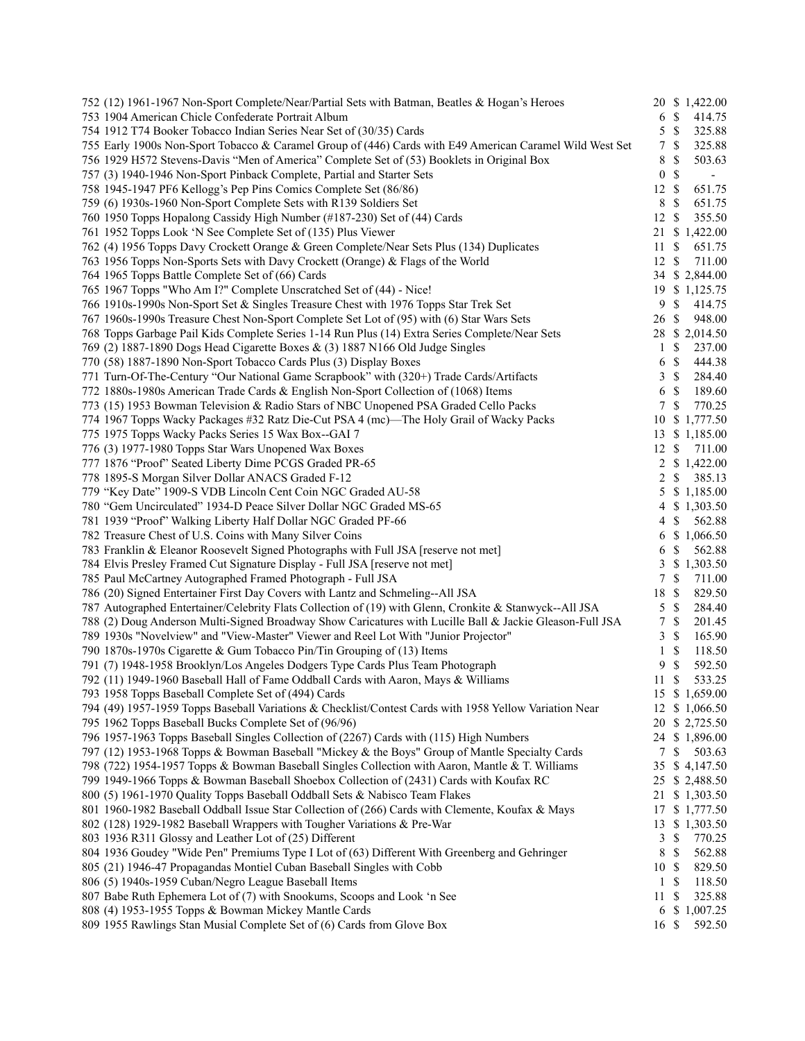| Lot | Description | Bids | Price |
|---|---|---|---|
| 752 | (12) 1961-1967 Non-Sport Complete/Near/Partial Sets with Batman, Beatles & Hogan's Heroes | 20 | $ 1,422.00 |
| 753 | 1904 American Chicle Confederate Portrait Album | 6 | $ 414.75 |
| 754 | 1912 T74 Booker Tobacco Indian Series Near Set of (30/35) Cards | 5 | $ 325.88 |
| 755 | Early 1900s Non-Sport Tobacco & Caramel Group of (446) Cards with E49 American Caramel Wild West Set | 7 | $ 325.88 |
| 756 | 1929 H572 Stevens-Davis "Men of America" Complete Set of (53) Booklets in Original Box | 8 | $ 503.63 |
| 757 | (3) 1940-1946 Non-Sport Pinback Complete, Partial and Starter Sets | 0 | $ - |
| 758 | 1945-1947 PF6 Kellogg's Pep Pins Comics Complete Set (86/86) | 12 | $ 651.75 |
| 759 | (6) 1930s-1960 Non-Sport Complete Sets with R139 Soldiers Set | 8 | $ 651.75 |
| 760 | 1950 Topps Hopalong Cassidy High Number (#187-230) Set of (44) Cards | 12 | $ 355.50 |
| 761 | 1952 Topps Look 'N See Complete Set of (135) Plus Viewer | 21 | $ 1,422.00 |
| 762 | (4) 1956 Topps Davy Crockett Orange & Green Complete/Near Sets Plus (134) Duplicates | 11 | $ 651.75 |
| 763 | 1956 Topps Non-Sports Sets with Davy Crockett (Orange) & Flags of the World | 12 | $ 711.00 |
| 764 | 1965 Topps Battle Complete Set of (66) Cards | 34 | $ 2,844.00 |
| 765 | 1967 Topps "Who Am I?" Complete Unscratched Set of (44) - Nice! | 19 | $ 1,125.75 |
| 766 | 1910s-1990s Non-Sport Set & Singles Treasure Chest with 1976 Topps Star Trek Set | 9 | $ 414.75 |
| 767 | 1960s-1990s Treasure Chest Non-Sport Complete Set Lot of (95) with (6) Star Wars Sets | 26 | $ 948.00 |
| 768 | Topps Garbage Pail Kids Complete Series 1-14 Run Plus (14) Extra Series Complete/Near Sets | 28 | $ 2,014.50 |
| 769 | (2) 1887-1890 Dogs Head Cigarette Boxes & (3) 1887 N166 Old Judge Singles | 1 | $ 237.00 |
| 770 | (58) 1887-1890 Non-Sport Tobacco Cards Plus (3) Display Boxes | 6 | $ 444.38 |
| 771 | Turn-Of-The-Century "Our National Game Scrapbook" with (320+) Trade Cards/Artifacts | 3 | $ 284.40 |
| 772 | 1880s-1980s American Trade Cards & English Non-Sport Collection of (1068) Items | 6 | $ 189.60 |
| 773 | (15) 1953 Bowman Television & Radio Stars of NBC Unopened PSA Graded Cello Packs | 7 | $ 770.25 |
| 774 | 1967 Topps Wacky Packages #32 Ratz Die-Cut PSA 4 (mc)—The Holy Grail of Wacky Packs | 10 | $ 1,777.50 |
| 775 | 1975 Topps Wacky Packs Series 15 Wax Box--GAI 7 | 13 | $ 1,185.00 |
| 776 | (3) 1977-1980 Topps Star Wars Unopened Wax Boxes | 12 | $ 711.00 |
| 777 | 1876 "Proof" Seated Liberty Dime PCGS Graded PR-65 | 2 | $ 1,422.00 |
| 778 | 1895-S Morgan Silver Dollar ANACS Graded F-12 | 2 | $ 385.13 |
| 779 | "Key Date" 1909-S VDB Lincoln Cent Coin NGC Graded AU-58 | 5 | $ 1,185.00 |
| 780 | "Gem Uncirculated" 1934-D Peace Silver Dollar NGC Graded MS-65 | 4 | $ 1,303.50 |
| 781 | 1939 "Proof" Walking Liberty Half Dollar NGC Graded PF-66 | 4 | $ 562.88 |
| 782 | Treasure Chest of U.S. Coins with Many Silver Coins | 6 | $ 1,066.50 |
| 783 | Franklin & Eleanor Roosevelt Signed Photographs with Full JSA [reserve not met] | 6 | $ 562.88 |
| 784 | Elvis Presley Framed Cut Signature Display - Full JSA [reserve not met] | 3 | $ 1,303.50 |
| 785 | Paul McCartney Autographed Framed Photograph - Full JSA | 7 | $ 711.00 |
| 786 | (20) Signed Entertainer First Day Covers with Lantz and Schmeling--All JSA | 18 | $ 829.50 |
| 787 | Autographed Entertainer/Celebrity Flats Collection of (19) with Glenn, Cronkite & Stanwyck--All JSA | 5 | $ 284.40 |
| 788 | (2) Doug Anderson Multi-Signed Broadway Show Caricatures with Lucille Ball & Jackie Gleason-Full JSA | 7 | $ 201.45 |
| 789 | 1930s "Novelview" and "View-Master" Viewer and Reel Lot With "Junior Projector" | 3 | $ 165.90 |
| 790 | 1870s-1970s Cigarette & Gum Tobacco Pin/Tin Grouping of (13) Items | 1 | $ 118.50 |
| 791 | (7) 1948-1958 Brooklyn/Los Angeles Dodgers Type Cards Plus Team Photograph | 9 | $ 592.50 |
| 792 | (11) 1949-1960 Baseball Hall of Fame Oddball Cards with Aaron, Mays & Williams | 11 | $ 533.25 |
| 793 | 1958 Topps Baseball Complete Set of (494) Cards | 15 | $ 1,659.00 |
| 794 | (49) 1957-1959 Topps Baseball Variations & Checklist/Contest Cards with 1958 Yellow Variation Near | 12 | $ 1,066.50 |
| 795 | 1962 Topps Baseball Bucks Complete Set of (96/96) | 20 | $ 2,725.50 |
| 796 | 1957-1963 Topps Baseball Singles Collection of (2267) Cards with (115) High Numbers | 24 | $ 1,896.00 |
| 797 | (12) 1953-1968 Topps & Bowman Baseball "Mickey & the Boys" Group of Mantle Specialty Cards | 7 | $ 503.63 |
| 798 | (722) 1954-1957 Topps & Bowman Baseball Singles Collection with Aaron, Mantle & T. Williams | 35 | $ 4,147.50 |
| 799 | 1949-1966 Topps & Bowman Baseball Shoebox Collection of (2431) Cards with Koufax RC | 25 | $ 2,488.50 |
| 800 | (5) 1961-1970 Quality Topps Baseball Oddball Sets & Nabisco Team Flakes | 21 | $ 1,303.50 |
| 801 | 1960-1982 Baseball Oddball Issue Star Collection of (266) Cards with Clemente, Koufax & Mays | 17 | $ 1,777.50 |
| 802 | (128) 1929-1982 Baseball Wrappers with Tougher Variations & Pre-War | 13 | $ 1,303.50 |
| 803 | 1936 R311 Glossy and Leather Lot of (25) Different | 3 | $ 770.25 |
| 804 | 1936 Goudey "Wide Pen" Premiums Type I Lot of (63) Different With Greenberg and Gehringer | 8 | $ 562.88 |
| 805 | (21) 1946-47 Propagandas Montiel Cuban Baseball Singles with Cobb | 10 | $ 829.50 |
| 806 | (5) 1940s-1959 Cuban/Negro League Baseball Items | 1 | $ 118.50 |
| 807 | Babe Ruth Ephemera Lot of (7) with Snookums, Scoops and Look 'n See | 11 | $ 325.88 |
| 808 | (4) 1953-1955 Topps & Bowman Mickey Mantle Cards | 6 | $ 1,007.25 |
| 809 | 1955 Rawlings Stan Musial Complete Set of (6) Cards from Glove Box | 16 | $ 592.50 |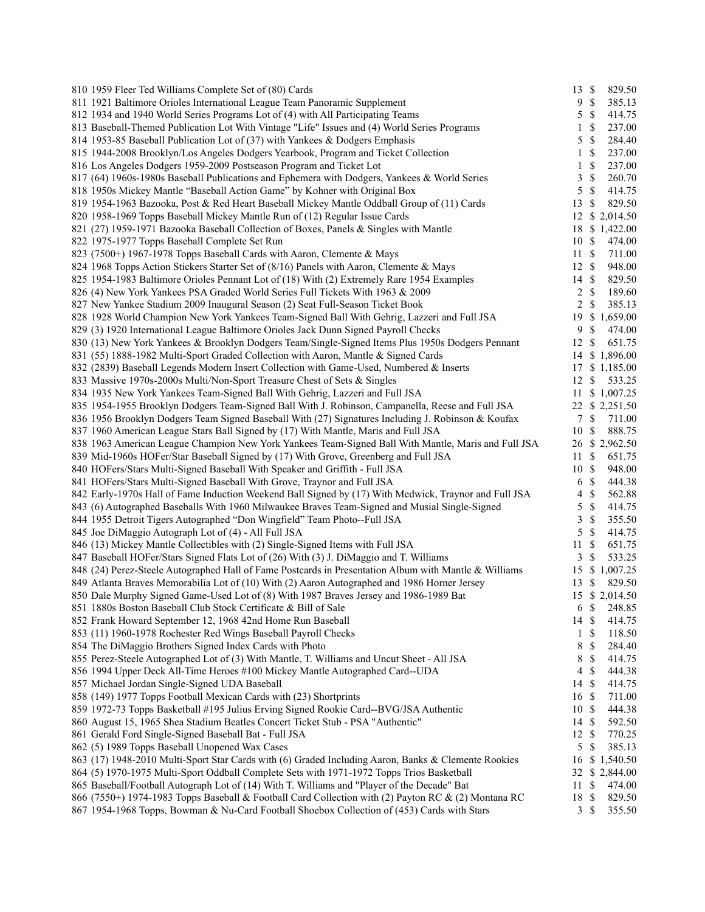| Lot | Description | Bids | Price |
|---|---|---|---|
| 810 | 1959 Fleer Ted Williams Complete Set of (80) Cards | 13 | $ 829.50 |
| 811 | 1921 Baltimore Orioles International League Team Panoramic Supplement | 9 | $ 385.13 |
| 812 | 1934 and 1940 World Series Programs Lot of (4) with All Participating Teams | 5 | $ 414.75 |
| 813 | Baseball-Themed Publication Lot With Vintage "Life" Issues and (4) World Series Programs | 1 | $ 237.00 |
| 814 | 1953-85 Baseball Publication Lot of (37) with Yankees & Dodgers Emphasis | 5 | $ 284.40 |
| 815 | 1944-2008 Brooklyn/Los Angeles Dodgers Yearbook, Program and Ticket Collection | 1 | $ 237.00 |
| 816 | Los Angeles Dodgers 1959-2009 Postseason Program and Ticket Lot | 1 | $ 237.00 |
| 817 | (64) 1960s-1980s Baseball Publications and Ephemera with Dodgers, Yankees & World Series | 3 | $ 260.70 |
| 818 | 1950s Mickey Mantle "Baseball Action Game" by Kohner with Original Box | 5 | $ 414.75 |
| 819 | 1954-1963 Bazooka, Post & Red Heart Baseball Mickey Mantle Oddball Group of (11) Cards | 13 | $ 829.50 |
| 820 | 1958-1969 Topps Baseball Mickey Mantle Run of (12) Regular Issue Cards | 12 | $ 2,014.50 |
| 821 | (27) 1959-1971 Bazooka Baseball Collection of Boxes, Panels & Singles with Mantle | 18 | $ 1,422.00 |
| 822 | 1975-1977 Topps Baseball Complete Set Run | 10 | $ 474.00 |
| 823 | (7500+) 1967-1978 Topps Baseball Cards with Aaron, Clemente & Mays | 11 | $ 711.00 |
| 824 | 1968 Topps Action Stickers Starter Set of (8/16) Panels with Aaron, Clemente & Mays | 12 | $ 948.00 |
| 825 | 1954-1983 Baltimore Orioles Pennant Lot of (18) With (2) Extremely Rare 1954 Examples | 14 | $ 829.50 |
| 826 | (4) New York Yankees PSA Graded World Series Full Tickets With 1963 & 2009 | 2 | $ 189.60 |
| 827 | New Yankee Stadium 2009 Inaugural Season (2) Seat Full-Season Ticket Book | 2 | $ 385.13 |
| 828 | 1928 World Champion New York Yankees Team-Signed Ball With Gehrig, Lazzeri and Full JSA | 19 | $ 1,659.00 |
| 829 | (3) 1920 International League Baltimore Orioles Jack Dunn Signed Payroll Checks | 9 | $ 474.00 |
| 830 | (13) New York Yankees & Brooklyn Dodgers Team/Single-Signed Items Plus 1950s Dodgers Pennant | 12 | $ 651.75 |
| 831 | (55) 1888-1982 Multi-Sport Graded Collection with Aaron, Mantle & Signed Cards | 14 | $ 1,896.00 |
| 832 | (2839) Baseball Legends Modern Insert Collection with Game-Used, Numbered & Inserts | 17 | $ 1,185.00 |
| 833 | Massive 1970s-2000s Multi/Non-Sport Treasure Chest of Sets & Singles | 12 | $ 533.25 |
| 834 | 1935 New York Yankees Team-Signed Ball With Gehrig, Lazzeri and Full JSA | 11 | $ 1,007.25 |
| 835 | 1954-1955 Brooklyn Dodgers Team-Signed Ball With J. Robinson, Campanella, Reese and Full JSA | 22 | $ 2,251.50 |
| 836 | 1956 Brooklyn Dodgers Team Signed Baseball With (27) Signatures Including J. Robinson & Koufax | 7 | $ 711.00 |
| 837 | 1960 American League Stars Ball Signed by (17) With Mantle, Maris and Full JSA | 10 | $ 888.75 |
| 838 | 1963 American League Champion New York Yankees Team-Signed Ball With Mantle, Maris and Full JSA | 26 | $ 2,962.50 |
| 839 | Mid-1960s HOFer/Star Baseball Signed by (17) With Grove, Greenberg and Full JSA | 11 | $ 651.75 |
| 840 | HOFers/Stars Multi-Signed Baseball With Speaker and Griffith - Full JSA | 10 | $ 948.00 |
| 841 | HOFers/Stars Multi-Signed Baseball With Grove, Traynor and Full JSA | 6 | $ 444.38 |
| 842 | Early-1970s Hall of Fame Induction Weekend Ball Signed by (17) With Medwick, Traynor and Full JSA | 4 | $ 562.88 |
| 843 | (6) Autographed Baseballs With 1960 Milwaukee Braves Team-Signed and Musial Single-Signed | 5 | $ 414.75 |
| 844 | 1955 Detroit Tigers Autographed "Don Wingfield" Team Photo--Full JSA | 3 | $ 355.50 |
| 845 | Joe DiMaggio Autograph Lot of (4) - All Full JSA | 5 | $ 414.75 |
| 846 | (13) Mickey Mantle Collectibles with (2) Single-Signed Items with Full JSA | 11 | $ 651.75 |
| 847 | Baseball HOFer/Stars Signed Flats Lot of (26) With (3) J. DiMaggio and T. Williams | 3 | $ 533.25 |
| 848 | (24) Perez-Steele Autographed Hall of Fame Postcards in Presentation Album with Mantle & Williams | 15 | $ 1,007.25 |
| 849 | Atlanta Braves Memorabilia Lot of (10) With (2) Aaron Autographed and 1986 Horner Jersey | 13 | $ 829.50 |
| 850 | Dale Murphy Signed Game-Used Lot of (8) With 1987 Braves Jersey and 1986-1989 Bat | 15 | $ 2,014.50 |
| 851 | 1880s Boston Baseball Club Stock Certificate & Bill of Sale | 6 | $ 248.85 |
| 852 | Frank Howard September 12, 1968 42nd Home Run Baseball | 14 | $ 414.75 |
| 853 | (11) 1960-1978 Rochester Red Wings Baseball Payroll Checks | 1 | $ 118.50 |
| 854 | The DiMaggio Brothers Signed Index Cards with Photo | 8 | $ 284.40 |
| 855 | Perez-Steele Autographed Lot of (3) With Mantle, T. Williams and Uncut Sheet - All JSA | 8 | $ 414.75 |
| 856 | 1994 Upper Deck All-Time Heroes #100 Mickey Mantle Autographed Card--UDA | 4 | $ 444.38 |
| 857 | Michael Jordan Single-Signed UDA Baseball | 14 | $ 414.75 |
| 858 | (149) 1977 Topps Football Mexican Cards with (23) Shortprints | 16 | $ 711.00 |
| 859 | 1972-73 Topps Basketball #195 Julius Erving Signed Rookie Card--BVG/JSA Authentic | 10 | $ 444.38 |
| 860 | August 15, 1965 Shea Stadium Beatles Concert Ticket Stub - PSA "Authentic" | 14 | $ 592.50 |
| 861 | Gerald Ford Single-Signed Baseball Bat - Full JSA | 12 | $ 770.25 |
| 862 | (5) 1989 Topps Baseball Unopened Wax Cases | 5 | $ 385.13 |
| 863 | (17) 1948-2010 Multi-Sport Star Cards with (6) Graded Including Aaron, Banks & Clemente Rookies | 16 | $ 1,540.50 |
| 864 | (5) 1970-1975 Multi-Sport Oddball Complete Sets with 1971-1972 Topps Trios Basketball | 32 | $ 2,844.00 |
| 865 | Baseball/Football Autograph Lot of (14) With T. Williams and "Player of the Decade" Bat | 11 | $ 474.00 |
| 866 | (7550+) 1974-1983 Topps Baseball & Football Card Collection with (2) Payton RC & (2) Montana RC | 18 | $ 829.50 |
| 867 | 1954-1968 Topps, Bowman & Nu-Card Football Shoebox Collection of (453) Cards with Stars | 3 | $ 355.50 |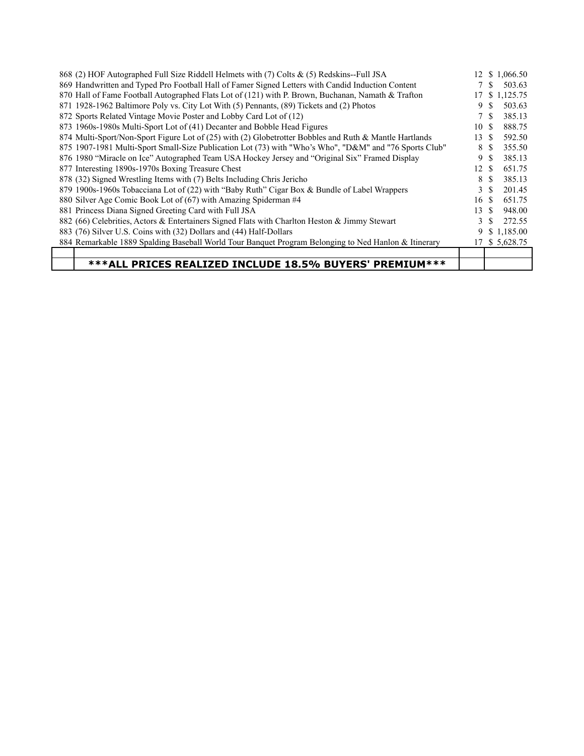| | | | |
|---|---|---|---|
| 868 | (2) HOF Autographed Full Size Riddell Helmets with (7) Colts & (5) Redskins--Full JSA | 12 | $ 1,066.50 |
| 869 | Handwritten and Typed Pro Football Hall of Famer Signed Letters with Candid Induction Content | 7 | $ 503.63 |
| 870 | Hall of Fame Football Autographed Flats Lot of (121) with P. Brown, Buchanan, Namath & Trafton | 17 | $ 1,125.75 |
| 871 | 1928-1962 Baltimore Poly vs. City Lot With (5) Pennants, (89) Tickets and (2) Photos | 9 | $ 503.63 |
| 872 | Sports Related Vintage Movie Poster and Lobby Card Lot of (12) | 7 | $ 385.13 |
| 873 | 1960s-1980s Multi-Sport Lot of (41) Decanter and Bobble Head Figures | 10 | $ 888.75 |
| 874 | Multi-Sport/Non-Sport Figure Lot of (25) with (2) Globetrotter Bobbles and Ruth & Mantle Hartlands | 13 | $ 592.50 |
| 875 | 1907-1981 Multi-Sport Small-Size Publication Lot (73) with "Who's Who", "D&M" and "76 Sports Club" | 8 | $ 355.50 |
| 876 | 1980 "Miracle on Ice" Autographed Team USA Hockey Jersey and "Original Six" Framed Display | 9 | $ 385.13 |
| 877 | Interesting 1890s-1970s Boxing Treasure Chest | 12 | $ 651.75 |
| 878 | (32) Signed Wrestling Items with (7) Belts Including Chris Jericho | 8 | $ 385.13 |
| 879 | 1900s-1960s Tobacciana Lot of (22) with "Baby Ruth" Cigar Box & Bundle of Label Wrappers | 3 | $ 201.45 |
| 880 | Silver Age Comic Book Lot of (67) with Amazing Spiderman #4 | 16 | $ 651.75 |
| 881 | Princess Diana Signed Greeting Card with Full JSA | 13 | $ 948.00 |
| 882 | (66) Celebrities, Actors & Entertainers Signed Flats with Charlton Heston & Jimmy Stewart | 3 | $ 272.55 |
| 883 | (76) Silver U.S. Coins with (32) Dollars and (44) Half-Dollars | 9 | $ 1,185.00 |
| 884 | Remarkable 1889 Spalding Baseball World Tour Banquet Program Belonging to Ned Hanlon & Itinerary | 17 | $ 5,628.75 |
| | | | |
| | **\*\*\*ALL PRICES REALIZED INCLUDE 18.5% BUYERS' PREMIUM\*\*\*** | | |